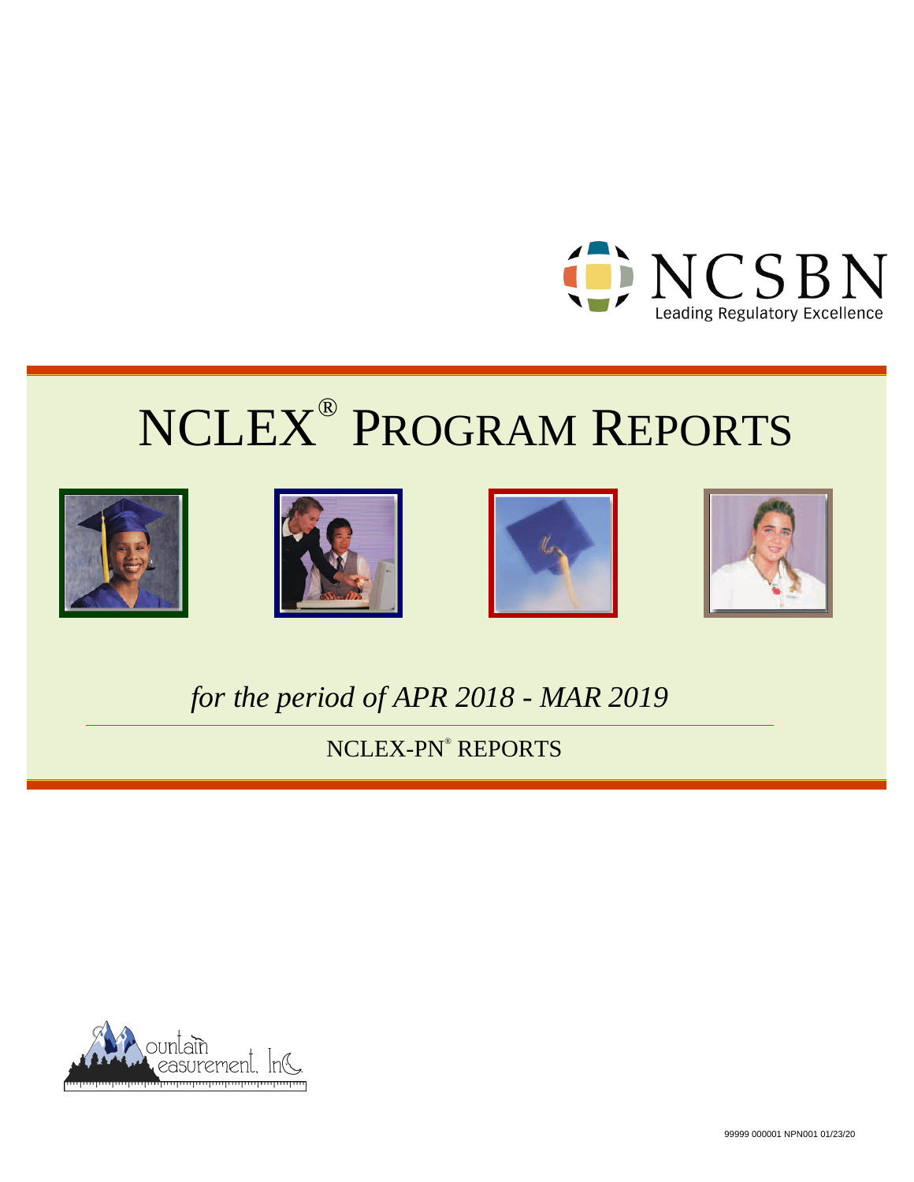NCSBN

Leading Regulatory Excellence

# NCLEX® PROGRAM REPORTS

*for the period of APR 2018 - MAR 2019*

## NCLEX-PN® REPORTS

Mountain Measurement, Inc.

99999 000001 NPN001 01/23/20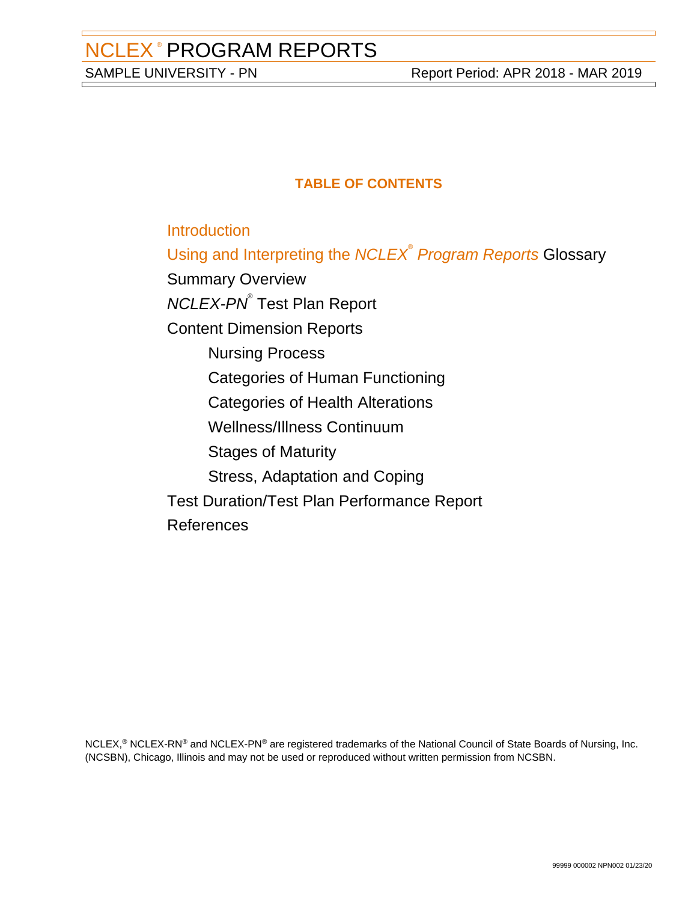## TABLE OF CONTENTS

- Introduction
- Using and Interpreting the *NCLEX® Program Reports* Glossary
- Summary Overview
- *NCLEX-PN®* Test Plan Report
- Content Dimension Reports
  - Nursing Process
  - Categories of Human Functioning
  - Categories of Health Alterations
  - Wellness/Illness Continuum
  - Stages of Maturity
  - Stress, Adaptation and Coping
- Test Duration/Test Plan Performance Report
- References

NCLEX,® NCLEX-RN® and NCLEX-PN® are registered trademarks of the National Council of State Boards of Nursing, Inc. (NCSBN), Chicago, Illinois and may not be used or reproduced without written permission from NCSBN.

99999 000002 NPN002 01/23/20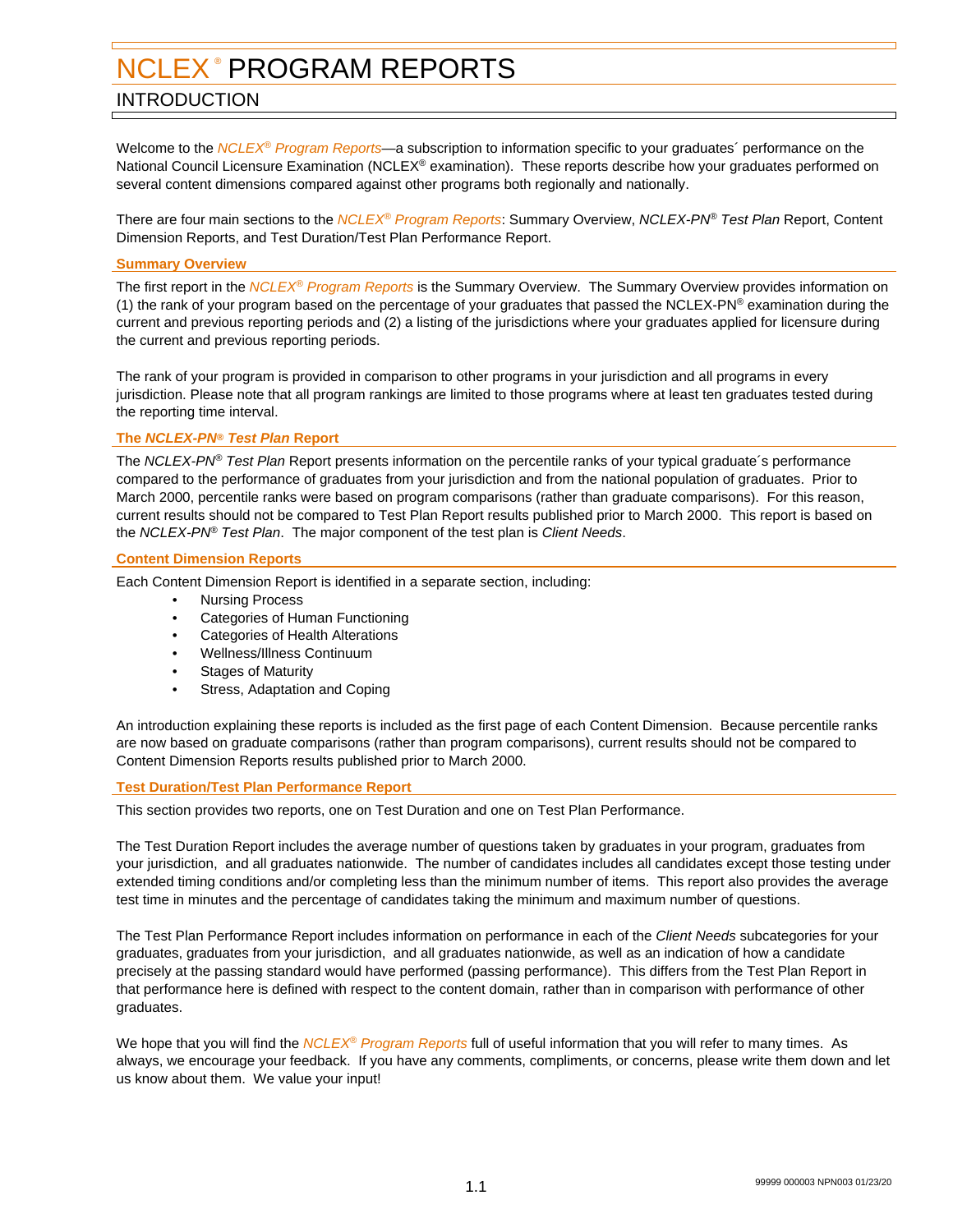# NCLEX® PROGRAM REPORTS

## INTRODUCTION

Welcome to the *NCLEX® Program Reports*—a subscription to information specific to your graduates´ performance on the National Council Licensure Examination (NCLEX® examination). These reports describe how your graduates performed on several content dimensions compared against other programs both regionally and nationally.

There are four main sections to the *NCLEX® Program Reports*: Summary Overview, *NCLEX-PN® Test Plan* Report, Content Dimension Reports, and Test Duration/Test Plan Performance Report.

### Summary Overview

The first report in the *NCLEX® Program Reports* is the Summary Overview. The Summary Overview provides information on (1) the rank of your program based on the percentage of your graduates that passed the NCLEX-PN® examination during the current and previous reporting periods and (2) a listing of the jurisdictions where your graduates applied for licensure during the current and previous reporting periods.

The rank of your program is provided in comparison to other programs in your jurisdiction and all programs in every jurisdiction. Please note that all program rankings are limited to those programs where at least ten graduates tested during the reporting time interval.

### The *NCLEX-PN® Test Plan* Report

The *NCLEX-PN® Test Plan* Report presents information on the percentile ranks of your typical graduate´s performance compared to the performance of graduates from your jurisdiction and from the national population of graduates. Prior to March 2000, percentile ranks were based on program comparisons (rather than graduate comparisons). For this reason, current results should not be compared to Test Plan Report results published prior to March 2000. This report is based on the *NCLEX-PN® Test Plan*. The major component of the test plan is *Client Needs*.

### Content Dimension Reports

Each Content Dimension Report is identified in a separate section, including:

- Nursing Process
- Categories of Human Functioning
- Categories of Health Alterations
- Wellness/Illness Continuum
- Stages of Maturity
- Stress, Adaptation and Coping

An introduction explaining these reports is included as the first page of each Content Dimension. Because percentile ranks are now based on graduate comparisons (rather than program comparisons), current results should not be compared to Content Dimension Reports results published prior to March 2000.

### Test Duration/Test Plan Performance Report

This section provides two reports, one on Test Duration and one on Test Plan Performance.

The Test Duration Report includes the average number of questions taken by graduates in your program, graduates from your jurisdiction, and all graduates nationwide. The number of candidates includes all candidates except those testing under extended timing conditions and/or completing less than the minimum number of items. This report also provides the average test time in minutes and the percentage of candidates taking the minimum and maximum number of questions.

The Test Plan Performance Report includes information on performance in each of the *Client Needs* subcategories for your graduates, graduates from your jurisdiction, and all graduates nationwide, as well as an indication of how a candidate precisely at the passing standard would have performed (passing performance). This differs from the Test Plan Report in that performance here is defined with respect to the content domain, rather than in comparison with performance of other graduates.

We hope that you will find the *NCLEX® Program Reports* full of useful information that you will refer to many times. As always, we encourage your feedback. If you have any comments, compliments, or concerns, please write them down and let us know about them. We value your input!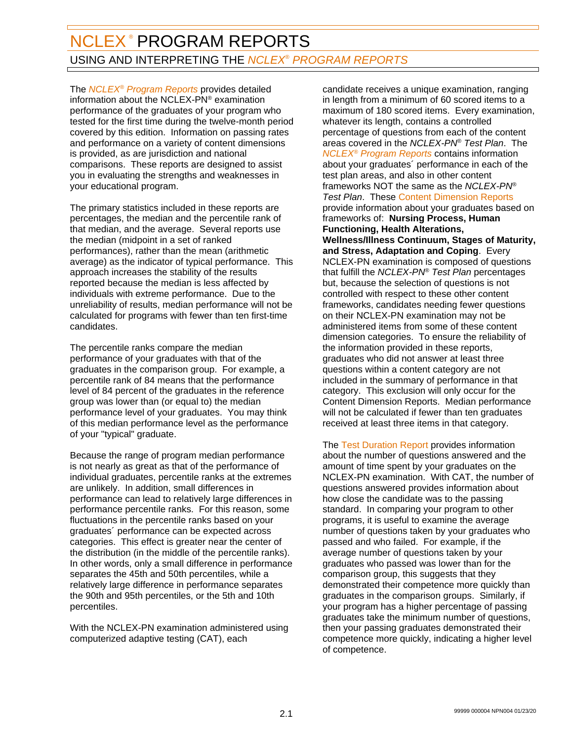# NCLEX® PROGRAM REPORTS

## USING AND INTERPRETING THE *NCLEX® PROGRAM REPORTS*

The *NCLEX® Program Reports* provides detailed information about the NCLEX-PN® examination performance of the graduates of your program who tested for the first time during the twelve-month period covered by this edition. Information on passing rates and performance on a variety of content dimensions is provided, as are jurisdiction and national comparisons. These reports are designed to assist you in evaluating the strengths and weaknesses in your educational program.

The primary statistics included in these reports are percentages, the median and the percentile rank of that median, and the average. Several reports use the median (midpoint in a set of ranked performances), rather than the mean (arithmetic average) as the indicator of typical performance. This approach increases the stability of the results reported because the median is less affected by individuals with extreme performance. Due to the unreliability of results, median performance will not be calculated for programs with fewer than ten first-time candidates.

The percentile ranks compare the median performance of your graduates with that of the graduates in the comparison group. For example, a percentile rank of 84 means that the performance level of 84 percent of the graduates in the reference group was lower than (or equal to) the median performance level of your graduates. You may think of this median performance level as the performance of your "typical" graduate.

Because the range of program median performance is not nearly as great as that of the performance of individual graduates, percentile ranks at the extremes are unlikely. In addition, small differences in performance can lead to relatively large differences in performance percentile ranks. For this reason, some fluctuations in the percentile ranks based on your graduates´ performance can be expected across categories. This effect is greater near the center of the distribution (in the middle of the percentile ranks). In other words, only a small difference in performance separates the 45th and 50th percentiles, while a relatively large difference in performance separates the 90th and 95th percentiles, or the 5th and 10th percentiles.

With the NCLEX-PN examination administered using computerized adaptive testing (CAT), each candidate receives a unique examination, ranging in length from a minimum of 60 scored items to a maximum of 180 scored items. Every examination, whatever its length, contains a controlled percentage of questions from each of the content areas covered in the *NCLEX-PN® Test Plan*. The *NCLEX® Program Reports* contains information about your graduates´ performance in each of the test plan areas, and also in other content frameworks NOT the same as the *NCLEX-PN® Test Plan*. These Content Dimension Reports provide information about your graduates based on frameworks of: **Nursing Process, Human Functioning, Health Alterations, Wellness/Illness Continuum, Stages of Maturity, and Stress, Adaptation and Coping**. Every NCLEX-PN examination is composed of questions that fulfill the *NCLEX-PN® Test Plan* percentages but, because the selection of questions is not controlled with respect to these other content frameworks, candidates needing fewer questions on their NCLEX-PN examination may not be administered items from some of these content dimension categories. To ensure the reliability of the information provided in these reports, graduates who did not answer at least three questions within a content category are not included in the summary of performance in that category. This exclusion will only occur for the Content Dimension Reports. Median performance will not be calculated if fewer than ten graduates received at least three items in that category.

The Test Duration Report provides information about the number of questions answered and the amount of time spent by your graduates on the NCLEX-PN examination. With CAT, the number of questions answered provides information about how close the candidate was to the passing standard. In comparing your program to other programs, it is useful to examine the average number of questions taken by your graduates who passed and who failed. For example, if the average number of questions taken by your graduates who passed was lower than for the comparison group, this suggests that they demonstrated their competence more quickly than graduates in the comparison groups. Similarly, if your program has a higher percentage of passing graduates take the minimum number of questions, then your passing graduates demonstrated their competence more quickly, indicating a higher level of competence.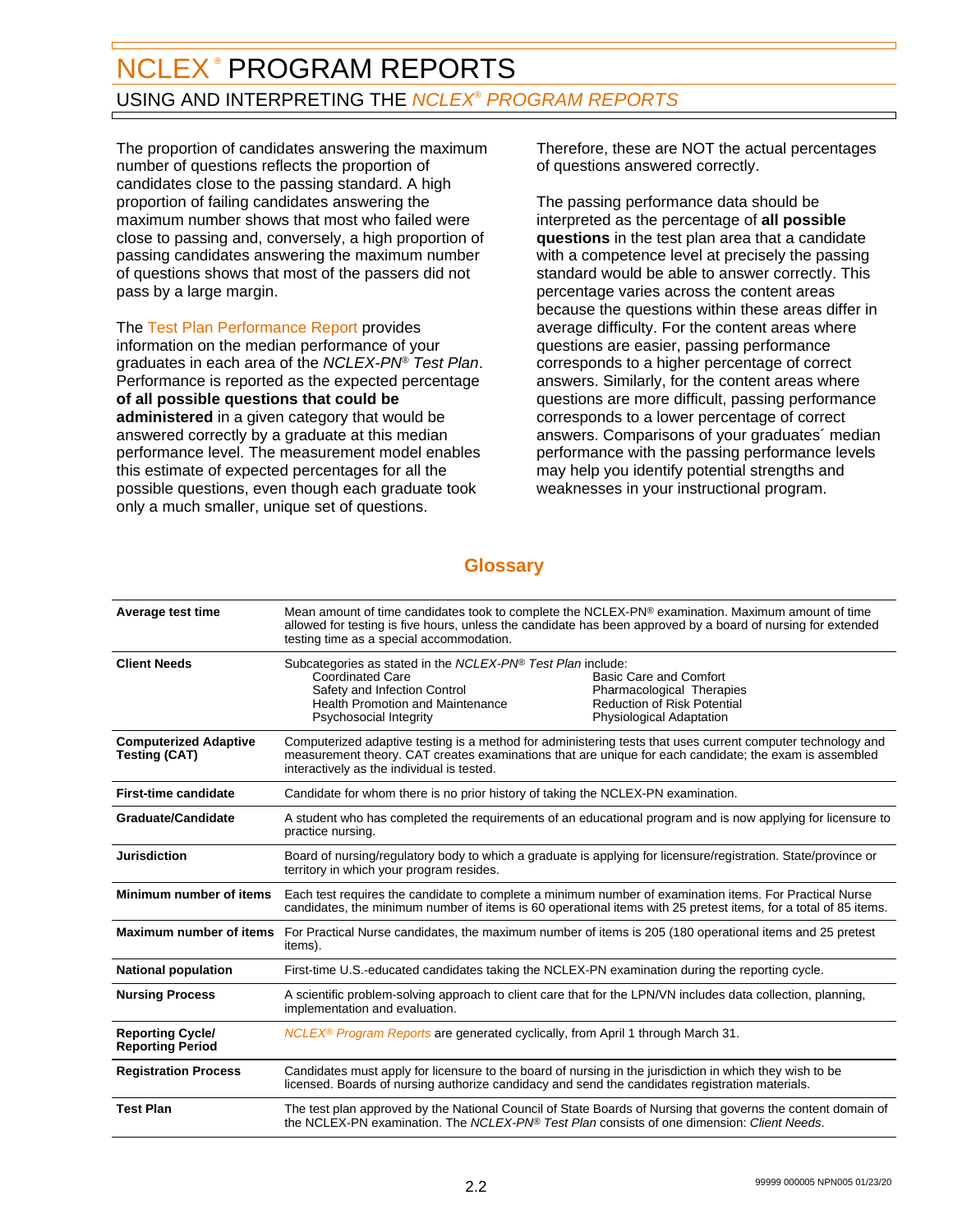# NCLEX® PROGRAM REPORTS

## USING AND INTERPRETING THE *NCLEX® PROGRAM REPORTS*

The proportion of candidates answering the maximum number of questions reflects the proportion of candidates close to the passing standard. A high proportion of failing candidates answering the maximum number shows that most who failed were close to passing and, conversely, a high proportion of passing candidates answering the maximum number of questions shows that most of the passers did not pass by a large margin.

The Test Plan Performance Report provides information on the median performance of your graduates in each area of the *NCLEX-PN® Test Plan*. Performance is reported as the expected percentage **of all possible questions that could be administered** in a given category that would be answered correctly by a graduate at this median performance level. The measurement model enables this estimate of expected percentages for all the possible questions, even though each graduate took only a much smaller, unique set of questions. Therefore, these are NOT the actual percentages of questions answered correctly.

The passing performance data should be interpreted as the percentage of **all possible questions** in the test plan area that a candidate with a competence level at precisely the passing standard would be able to answer correctly. This percentage varies across the content areas because the questions within these areas differ in average difficulty. For the content areas where questions are easier, passing performance corresponds to a higher percentage of correct answers. Similarly, for the content areas where questions are more difficult, passing performance corresponds to a lower percentage of correct answers. Comparisons of your graduates´ median performance with the passing performance levels may help you identify potential strengths and weaknesses in your instructional program.

## Glossary

| | |
|---|---|
| **Average test time** | Mean amount of time candidates took to complete the NCLEX-PN® examination. Maximum amount of time allowed for testing is five hours, unless the candidate has been approved by a board of nursing for extended testing time as a special accommodation. |
| **Client Needs** | Subcategories as stated in the *NCLEX-PN® Test Plan* include: Coordinated Care; Safety and Infection Control; Health Promotion and Maintenance; Psychosocial Integrity; Basic Care and Comfort; Pharmacological Therapies; Reduction of Risk Potential; Physiological Adaptation |
| **Computerized Adaptive Testing (CAT)** | Computerized adaptive testing is a method for administering tests that uses current computer technology and measurement theory. CAT creates examinations that are unique for each candidate; the exam is assembled interactively as the individual is tested. |
| **First-time candidate** | Candidate for whom there is no prior history of taking the NCLEX-PN examination. |
| **Graduate/Candidate** | A student who has completed the requirements of an educational program and is now applying for licensure to practice nursing. |
| **Jurisdiction** | Board of nursing/regulatory body to which a graduate is applying for licensure/registration. State/province or territory in which your program resides. |
| **Minimum number of items** | Each test requires the candidate to complete a minimum number of examination items. For Practical Nurse candidates, the minimum number of items is 60 operational items with 25 pretest items, for a total of 85 items. |
| **Maximum number of items** | For Practical Nurse candidates, the maximum number of items is 205 (180 operational items and 25 pretest items). |
| **National population** | First-time U.S.-educated candidates taking the NCLEX-PN examination during the reporting cycle. |
| **Nursing Process** | A scientific problem-solving approach to client care that for the LPN/VN includes data collection, planning, implementation and evaluation. |
| **Reporting Cycle/ Reporting Period** | *NCLEX® Program Reports* are generated cyclically, from April 1 through March 31. |
| **Registration Process** | Candidates must apply for licensure to the board of nursing in the jurisdiction in which they wish to be licensed. Boards of nursing authorize candidacy and send the candidates registration materials. |
| **Test Plan** | The test plan approved by the National Council of State Boards of Nursing that governs the content domain of the NCLEX-PN examination. The *NCLEX-PN® Test Plan* consists of one dimension: *Client Needs*. |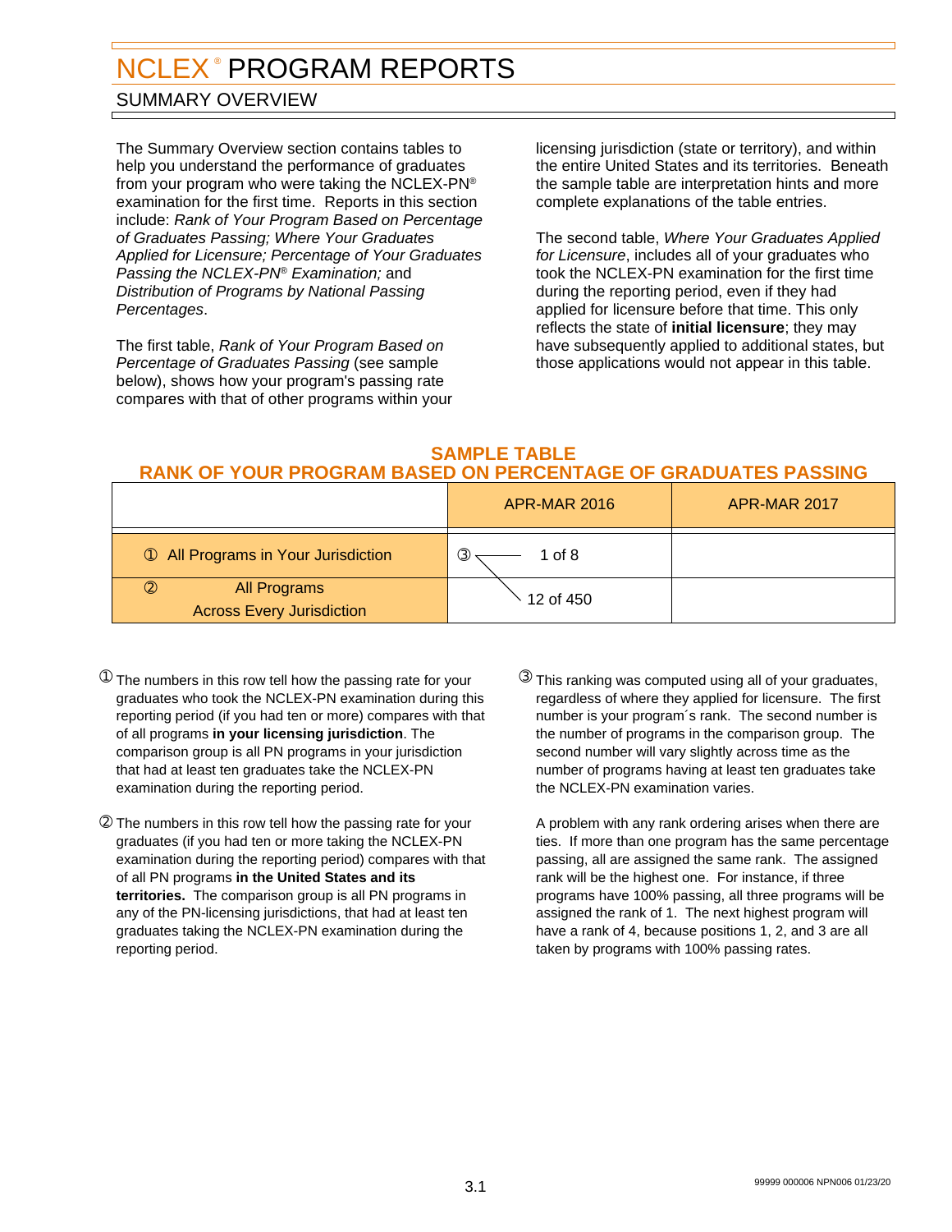# NCLEX® PROGRAM REPORTS

## SUMMARY OVERVIEW

The Summary Overview section contains tables to help you understand the performance of graduates from your program who were taking the NCLEX-PN® examination for the first time. Reports in this section include: *Rank of Your Program Based on Percentage of Graduates Passing; Where Your Graduates Applied for Licensure; Percentage of Your Graduates Passing the NCLEX-PN® Examination;* and *Distribution of Programs by National Passing Percentages*.

The first table, *Rank of Your Program Based on Percentage of Graduates Passing* (see sample below), shows how your program's passing rate compares with that of other programs within your licensing jurisdiction (state or territory), and within the entire United States and its territories. Beneath the sample table are interpretation hints and more complete explanations of the table entries.

The second table, *Where Your Graduates Applied for Licensure*, includes all of your graduates who took the NCLEX-PN examination for the first time during the reporting period, even if they had applied for licensure before that time. This only reflects the state of **initial licensure**; they may have subsequently applied to additional states, but those applications would not appear in this table.

### SAMPLE TABLE
### RANK OF YOUR PROGRAM BASED ON PERCENTAGE OF GRADUATES PASSING

| | APR-MAR 2016 | APR-MAR 2017 |
|---|---|---|
| ① All Programs in Your Jurisdiction | ③ 1 of 8 | |
| ② All Programs Across Every Jurisdiction | 12 of 450 | |

① The numbers in this row tell how the passing rate for your graduates who took the NCLEX-PN examination during this reporting period (if you had ten or more) compares with that of all programs **in your licensing jurisdiction**. The comparison group is all PN programs in your jurisdiction that had at least ten graduates take the NCLEX-PN examination during the reporting period.

② The numbers in this row tell how the passing rate for your graduates (if you had ten or more taking the NCLEX-PN examination during the reporting period) compares with that of all PN programs **in the United States and its territories.** The comparison group is all PN programs in any of the PN-licensing jurisdictions, that had at least ten graduates taking the NCLEX-PN examination during the reporting period.

③ This ranking was computed using all of your graduates, regardless of where they applied for licensure. The first number is your program´s rank. The second number is the number of programs in the comparison group. The second number will vary slightly across time as the number of programs having at least ten graduates take the NCLEX-PN examination varies.

A problem with any rank ordering arises when there are ties. If more than one program has the same percentage passing, all are assigned the same rank. The assigned rank will be the highest one. For instance, if three programs have 100% passing, all three programs will be assigned the rank of 1. The next highest program will have a rank of 4, because positions 1, 2, and 3 are all taken by programs with 100% passing rates.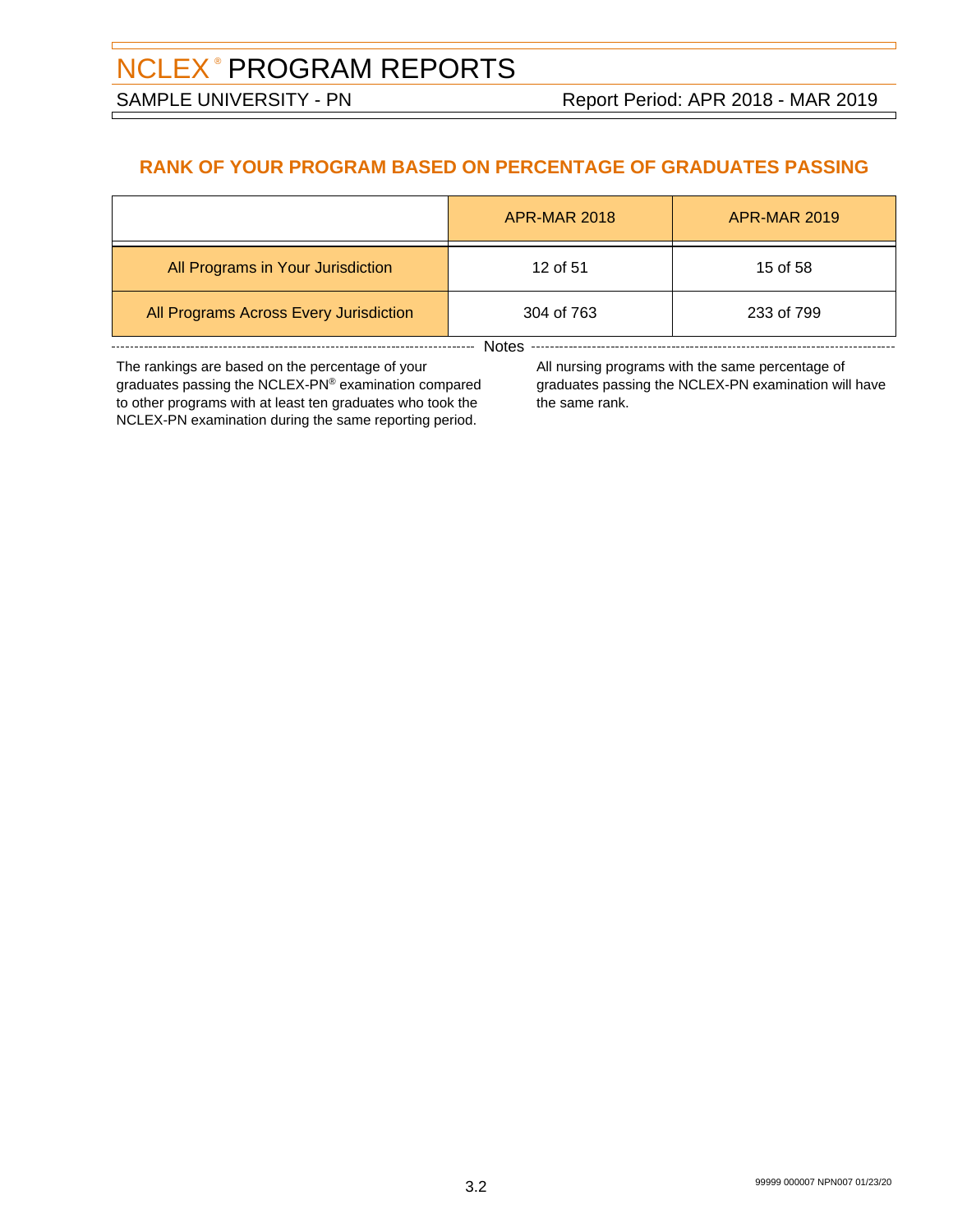# NCLEX® PROGRAM REPORTS

SAMPLE UNIVERSITY - PN

Report Period: APR 2018 - MAR 2019

## RANK OF YOUR PROGRAM BASED ON PERCENTAGE OF GRADUATES PASSING

| | APR-MAR 2018 | APR-MAR 2019 |
|---|---|---|
| All Programs in Your Jurisdiction | 12 of 51 | 15 of 58 |
| All Programs Across Every Jurisdiction | 304 of 763 | 233 of 799 |

**Notes**

The rankings are based on the percentage of your graduates passing the NCLEX-PN® examination compared to other programs with at least ten graduates who took the NCLEX-PN examination during the same reporting period.

All nursing programs with the same percentage of graduates passing the NCLEX-PN examination will have the same rank.

99999 000007 NPN007 01/23/20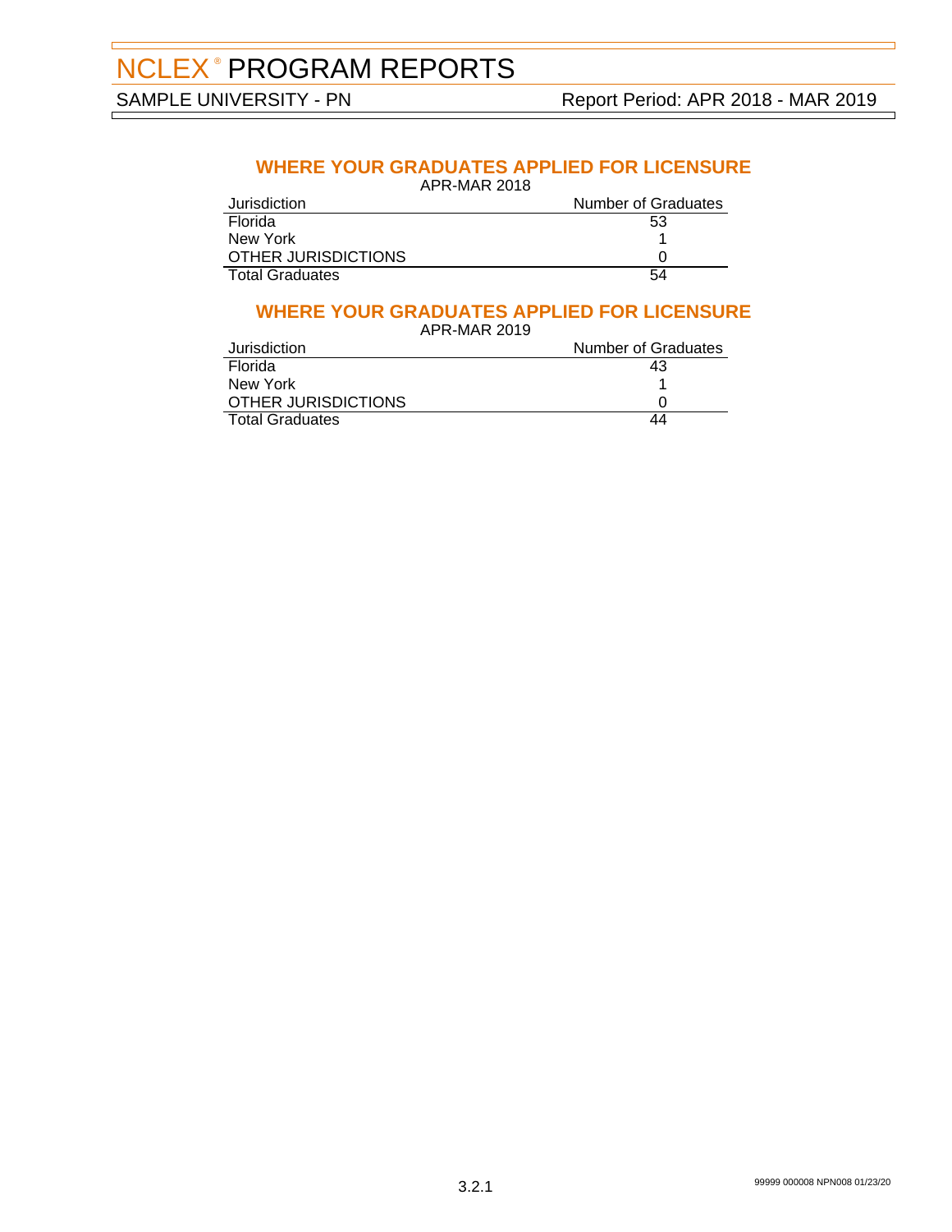# NCLEX® PROGRAM REPORTS

SAMPLE UNIVERSITY - PN

Report Period: APR 2018 - MAR 2019

## WHERE YOUR GRADUATES APPLIED FOR LICENSURE

APR-MAR 2018

| Jurisdiction | Number of Graduates |
|---|---|
| Florida | 53 |
| New York | 1 |
| OTHER JURISDICTIONS | 0 |
| Total Graduates | 54 |

## WHERE YOUR GRADUATES APPLIED FOR LICENSURE

APR-MAR 2019

| Jurisdiction | Number of Graduates |
|---|---|
| Florida | 43 |
| New York | 1 |
| OTHER JURISDICTIONS | 0 |
| Total Graduates | 44 |

3.2.1

99999 000008 NPN008 01/23/20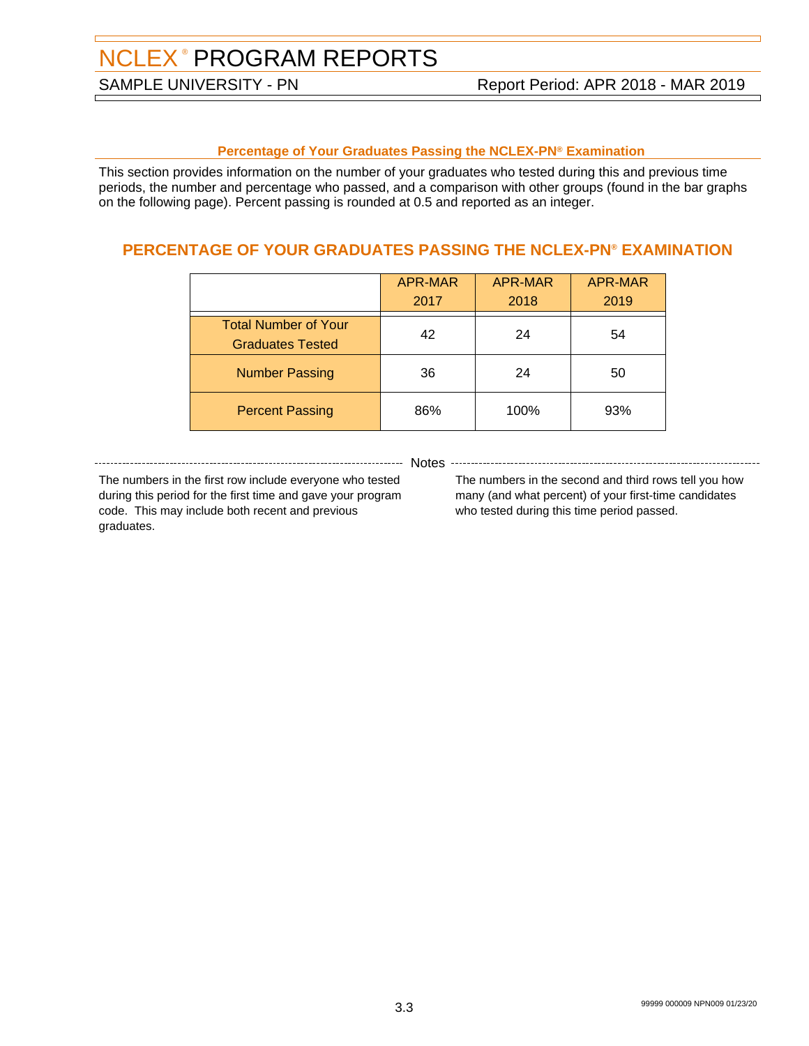# NCLEX® PROGRAM REPORTS

SAMPLE UNIVERSITY - PN

Report Period: APR 2018 - MAR 2019

### Percentage of Your Graduates Passing the NCLEX-PN® Examination

This section provides information on the number of your graduates who tested during this and previous time periods, the number and percentage who passed, and a comparison with other groups (found in the bar graphs on the following page). Percent passing is rounded at 0.5 and reported as an integer.

## PERCENTAGE OF YOUR GRADUATES PASSING THE NCLEX-PN® EXAMINATION

| | APR-MAR 2017 | APR-MAR 2018 | APR-MAR 2019 |
|---|---|---|---|
| Total Number of Your Graduates Tested | 42 | 24 | 54 |
| Number Passing | 36 | 24 | 50 |
| Percent Passing | 86% | 100% | 93% |

**Notes**

The numbers in the first row include everyone who tested during this period for the first time and gave your program code. This may include both recent and previous graduates.

The numbers in the second and third rows tell you how many (and what percent) of your first-time candidates who tested during this time period passed.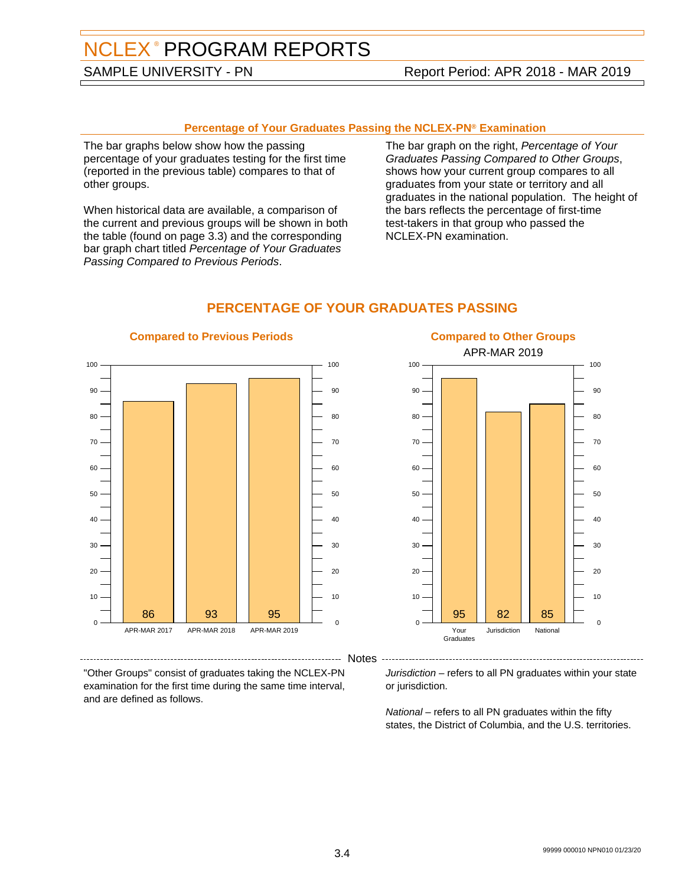# NCLEX® PROGRAM REPORTS

SAMPLE UNIVERSITY - PN

Report Period: APR 2018 - MAR 2019

## Percentage of Your Graduates Passing the NCLEX-PN® Examination

The bar graphs below show how the passing percentage of your graduates testing for the first time (reported in the previous table) compares to that of other groups.

When historical data are available, a comparison of the current and previous groups will be shown in both the table (found on page 3.3) and the corresponding bar graph chart titled *Percentage of Your Graduates Passing Compared to Previous Periods*.

The bar graph on the right, *Percentage of Your Graduates Passing Compared to Other Groups*, shows how your current group compares to all graduates from your state or territory and all graduates in the national population. The height of the bars reflects the percentage of first-time test-takers in that group who passed the NCLEX-PN examination.

## PERCENTAGE OF YOUR GRADUATES PASSING

### Compared to Previous Periods

| Period | Percentage Passing |
|---|---|
| APR-MAR 2017 | 86 |
| APR-MAR 2018 | 93 |
| APR-MAR 2019 | 95 |

### Compared to Other Groups

APR-MAR 2019

| Group | Percentage Passing |
|---|---|
| Your Graduates | 95 |
| Jurisdiction | 82 |
| National | 85 |

### Notes

"Other Groups" consist of graduates taking the NCLEX-PN examination for the first time during the same time interval, and are defined as follows.

*Jurisdiction* – refers to all PN graduates within your state or jurisdiction.

*National* – refers to all PN graduates within the fifty states, the District of Columbia, and the U.S. territories.

99999 000010 NPN010 01/23/20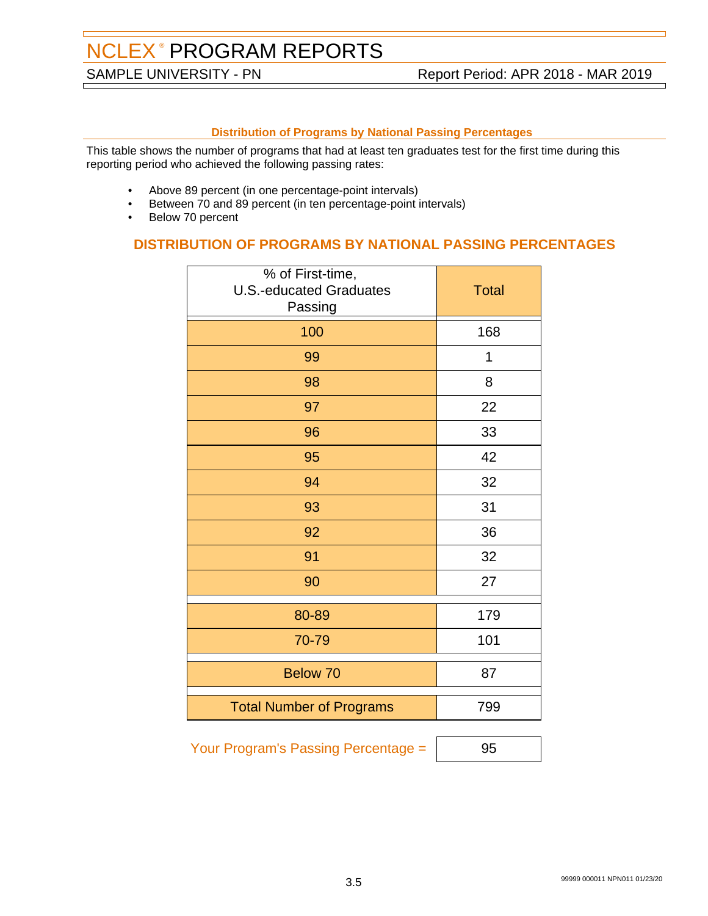# NCLEX® PROGRAM REPORTS

SAMPLE UNIVERSITY - PN

Report Period: APR 2018 - MAR 2019

### Distribution of Programs by National Passing Percentages

This table shows the number of programs that had at least ten graduates test for the first time during this reporting period who achieved the following passing rates:

- Above 89 percent (in one percentage-point intervals)
- Between 70 and 89 percent (in ten percentage-point intervals)
- Below 70 percent

## DISTRIBUTION OF PROGRAMS BY NATIONAL PASSING PERCENTAGES

| % of First-time, U.S.-educated Graduates Passing | Total |
|---|---|
| 100 | 168 |
| 99 | 1 |
| 98 | 8 |
| 97 | 22 |
| 96 | 33 |
| 95 | 42 |
| 94 | 32 |
| 93 | 31 |
| 92 | 36 |
| 91 | 32 |
| 90 | 27 |
| 80-89 | 179 |
| 70-79 | 101 |
| Below 70 | 87 |
| Total Number of Programs | 799 |

Your Program's Passing Percentage = 95

99999 000011 NPN011 01/23/20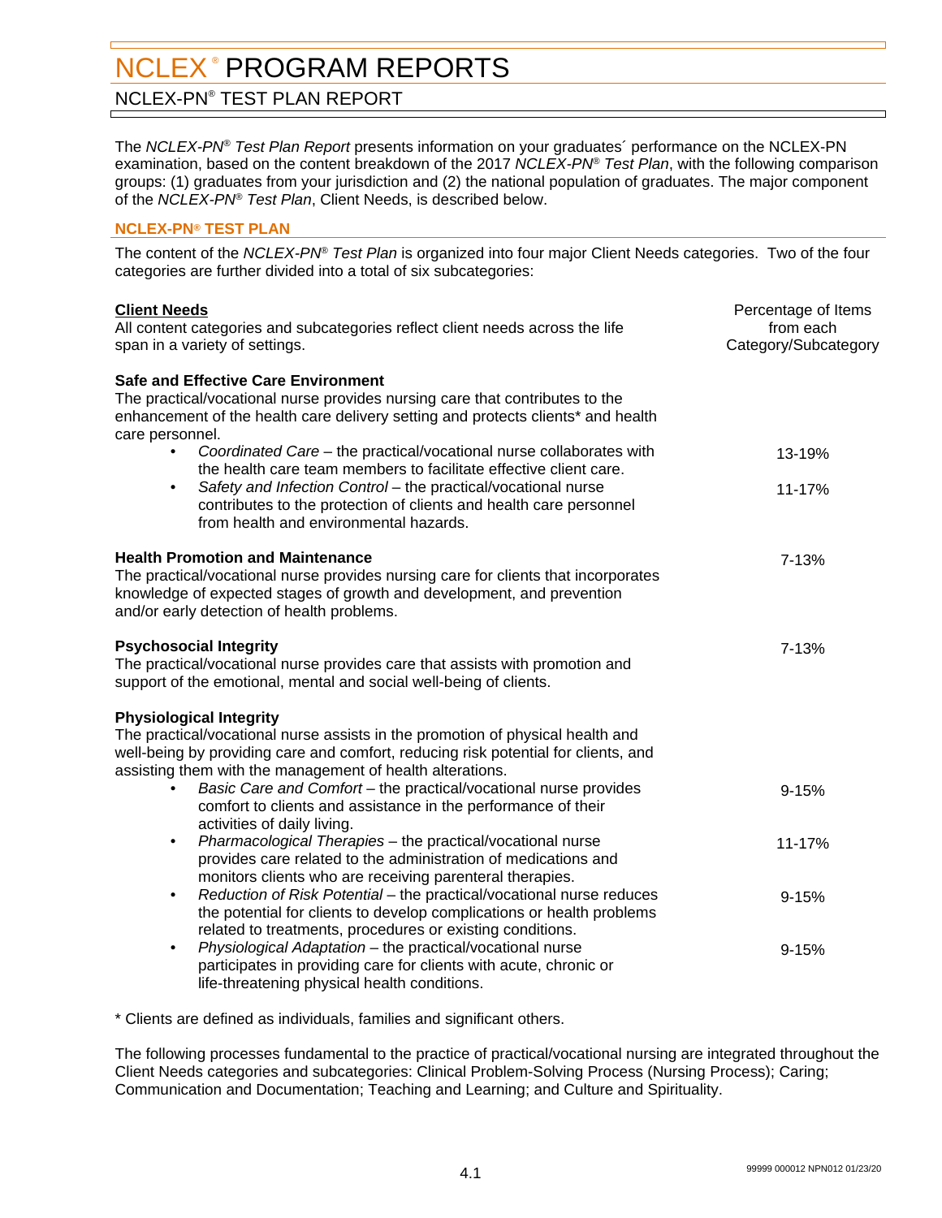# NCLEX® PROGRAM REPORTS

## NCLEX-PN® TEST PLAN REPORT

The *NCLEX-PN® Test Plan Report* presents information on your graduates´ performance on the NCLEX-PN examination, based on the content breakdown of the 2017 *NCLEX-PN® Test Plan*, with the following comparison groups: (1) graduates from your jurisdiction and (2) the national population of graduates. The major component of the *NCLEX-PN® Test Plan*, Client Needs, is described below.

### NCLEX-PN® TEST PLAN

The content of the *NCLEX-PN® Test Plan* is organized into four major Client Needs categories. Two of the four categories are further divided into a total of six subcategories:

| **Client Needs**<br>All content categories and subcategories reflect client needs across the life span in a variety of settings. | Percentage of Items from each Category/Subcategory |
|---|---|
| **Safe and Effective Care Environment**<br>The practical/vocational nurse provides nursing care that contributes to the enhancement of the health care delivery setting and protects clients* and health care personnel. | |
| • *Coordinated Care* – the practical/vocational nurse collaborates with the health care team members to facilitate effective client care. | 13-19% |
| • *Safety and Infection Control* – the practical/vocational nurse contributes to the protection of clients and health care personnel from health and environmental hazards. | 11-17% |
| **Health Promotion and Maintenance**<br>The practical/vocational nurse provides nursing care for clients that incorporates knowledge of expected stages of growth and development, and prevention and/or early detection of health problems. | 7-13% |
| **Psychosocial Integrity**<br>The practical/vocational nurse provides care that assists with promotion and support of the emotional, mental and social well-being of clients. | 7-13% |
| **Physiological Integrity**<br>The practical/vocational nurse assists in the promotion of physical health and well-being by providing care and comfort, reducing risk potential for clients, and assisting them with the management of health alterations. | |
| • *Basic Care and Comfort* – the practical/vocational nurse provides comfort to clients and assistance in the performance of their activities of daily living. | 9-15% |
| • *Pharmacological Therapies* – the practical/vocational nurse provides care related to the administration of medications and monitors clients who are receiving parenteral therapies. | 11-17% |
| • *Reduction of Risk Potential* – the practical/vocational nurse reduces the potential for clients to develop complications or health problems related to treatments, procedures or existing conditions. | 9-15% |
| • *Physiological Adaptation* – the practical/vocational nurse participates in providing care for clients with acute, chronic or life-threatening physical health conditions. | 9-15% |

* Clients are defined as individuals, families and significant others.

The following processes fundamental to the practice of practical/vocational nursing are integrated throughout the Client Needs categories and subcategories: Clinical Problem-Solving Process (Nursing Process); Caring; Communication and Documentation; Teaching and Learning; and Culture and Spirituality.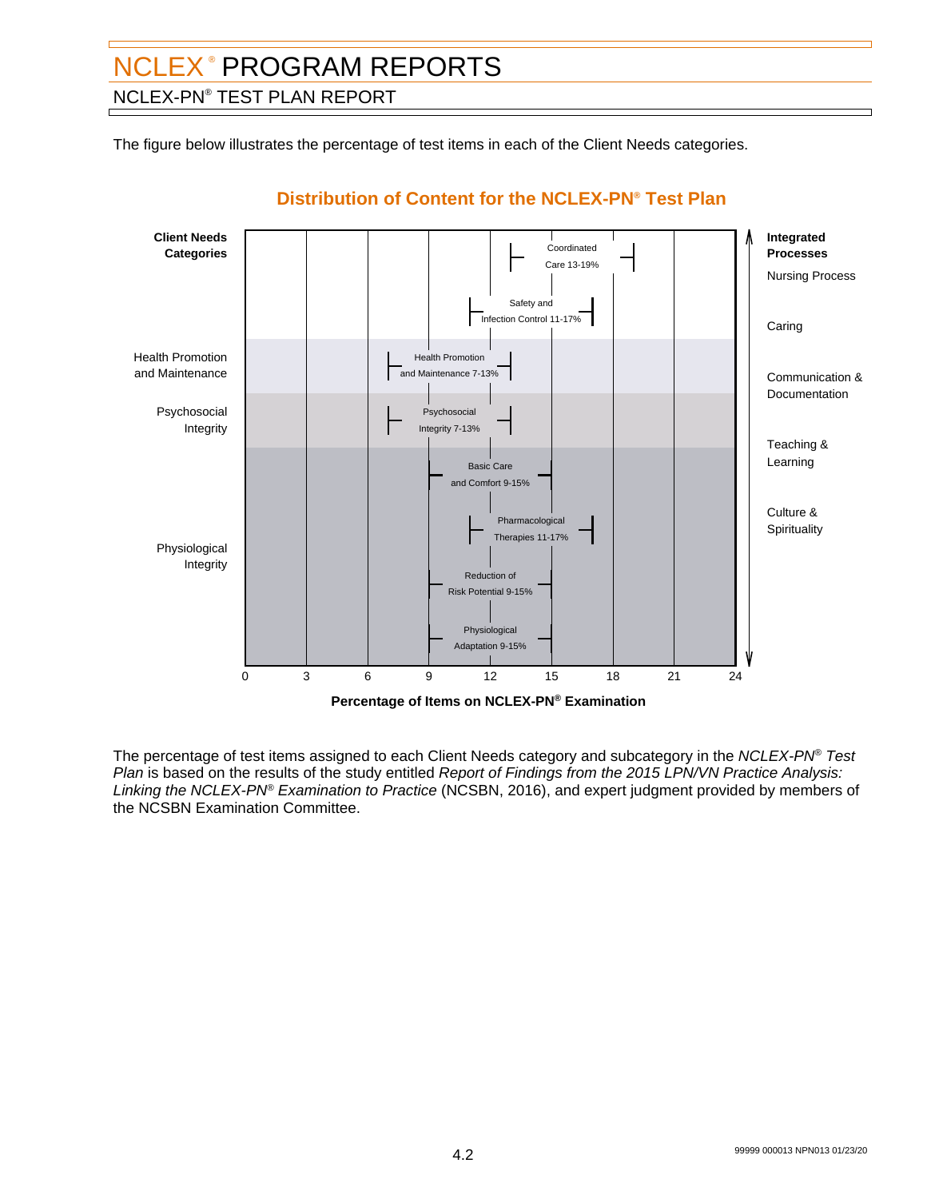# NCLEX® PROGRAM REPORTS

## NCLEX-PN® TEST PLAN REPORT

The figure below illustrates the percentage of test items in each of the Client Needs categories.

### Distribution of Content for the NCLEX-PN® Test Plan

| Client Needs Categories | Subcategory | Percentage of Items |
|---|---|---|
| Safe and Effective Care Environment | Coordinated Care | 13-19% |
| | Safety and Infection Control | 11-17% |
| Health Promotion and Maintenance | Health Promotion and Maintenance | 7-13% |
| Psychosocial Integrity | Psychosocial Integrity | 7-13% |
| Physiological Integrity | Basic Care and Comfort | 9-15% |
| | Pharmacological Therapies | 11-17% |
| | Reduction of Risk Potential | 9-15% |
| | Physiological Adaptation | 9-15% |

Percentage of Items on NCLEX-PN® Examination (axis: 0, 3, 6, 9, 12, 15, 18, 21, 24)

**Integrated Processes**

- Nursing Process
- Caring
- Communication & Documentation
- Teaching & Learning
- Culture & Spirituality

The percentage of test items assigned to each Client Needs category and subcategory in the *NCLEX-PN® Test Plan* is based on the results of the study entitled *Report of Findings from the 2015 LPN/VN Practice Analysis: Linking the NCLEX-PN® Examination to Practice* (NCSBN, 2016), and expert judgment provided by members of the NCSBN Examination Committee.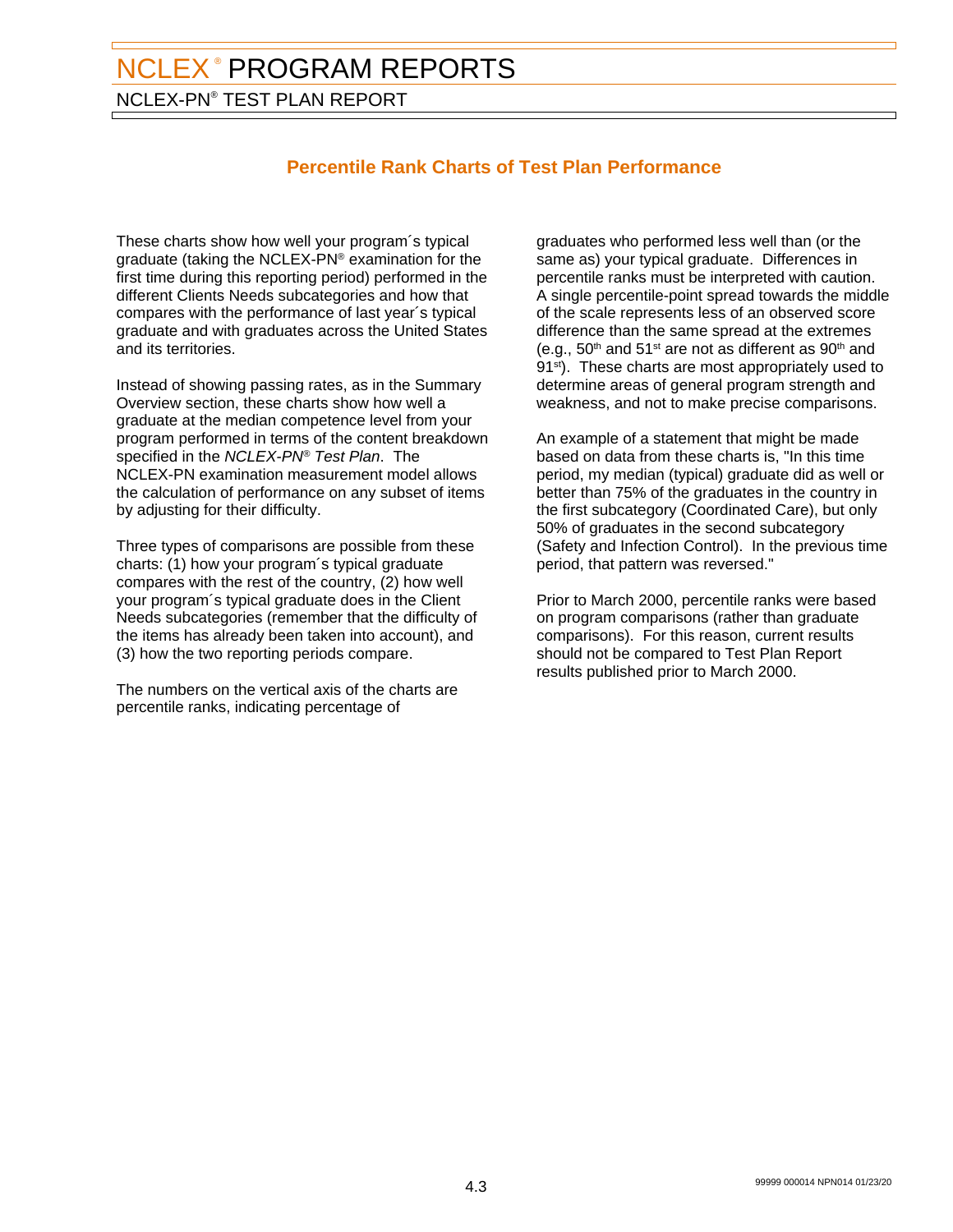# NCLEX® PROGRAM REPORTS

## NCLEX-PN® TEST PLAN REPORT

### Percentile Rank Charts of Test Plan Performance

These charts show how well your program´s typical graduate (taking the NCLEX-PN® examination for the first time during this reporting period) performed in the different Clients Needs subcategories and how that compares with the performance of last year´s typical graduate and with graduates across the United States and its territories.

Instead of showing passing rates, as in the Summary Overview section, these charts show how well a graduate at the median competence level from your program performed in terms of the content breakdown specified in the *NCLEX-PN® Test Plan*. The NCLEX-PN examination measurement model allows the calculation of performance on any subset of items by adjusting for their difficulty.

Three types of comparisons are possible from these charts: (1) how your program´s typical graduate compares with the rest of the country, (2) how well your program´s typical graduate does in the Client Needs subcategories (remember that the difficulty of the items has already been taken into account), and (3) how the two reporting periods compare.

The numbers on the vertical axis of the charts are percentile ranks, indicating percentage of graduates who performed less well than (or the same as) your typical graduate. Differences in percentile ranks must be interpreted with caution. A single percentile-point spread towards the middle of the scale represents less of an observed score difference than the same spread at the extremes (e.g., 50th and 51st are not as different as 90th and 91st). These charts are most appropriately used to determine areas of general program strength and weakness, and not to make precise comparisons.

An example of a statement that might be made based on data from these charts is, "In this time period, my median (typical) graduate did as well or better than 75% of the graduates in the country in the first subcategory (Coordinated Care), but only 50% of graduates in the second subcategory (Safety and Infection Control). In the previous time period, that pattern was reversed."

Prior to March 2000, percentile ranks were based on program comparisons (rather than graduate comparisons). For this reason, current results should not be compared to Test Plan Report results published prior to March 2000.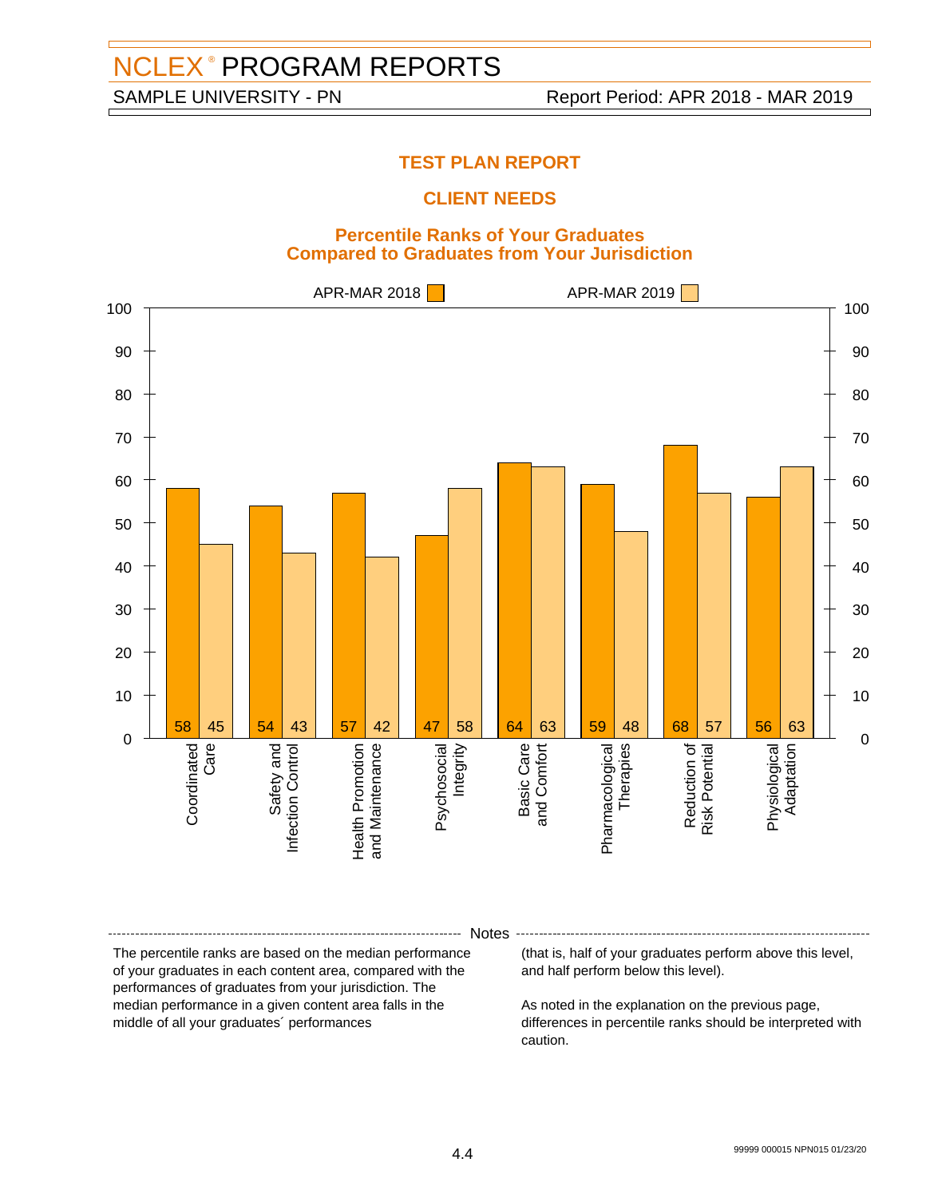# NCLEX® PROGRAM REPORTS

SAMPLE UNIVERSITY - PN

Report Period: APR 2018 - MAR 2019

## TEST PLAN REPORT

## CLIENT NEEDS

### Percentile Ranks of Your Graduates Compared to Graduates from Your Jurisdiction

| Client Needs Category | APR-MAR 2018 | APR-MAR 2019 |
|---|---|---|
| Coordinated Care | 58 | 45 |
| Safety and Infection Control | 54 | 43 |
| Health Promotion and Maintenance | 57 | 42 |
| Psychosocial Integrity | 47 | 58 |
| Basic Care and Comfort | 64 | 63 |
| Pharmacological Therapies | 59 | 48 |
| Reduction of Risk Potential | 68 | 57 |
| Physiological Adaptation | 56 | 63 |

**Notes**

The percentile ranks are based on the median performance of your graduates in each content area, compared with the performances of graduates from your jurisdiction. The median performance in a given content area falls in the middle of all your graduates´ performances (that is, half of your graduates perform above this level, and half perform below this level).

As noted in the explanation on the previous page, differences in percentile ranks should be interpreted with caution.

99999 000015 NPN015 01/23/20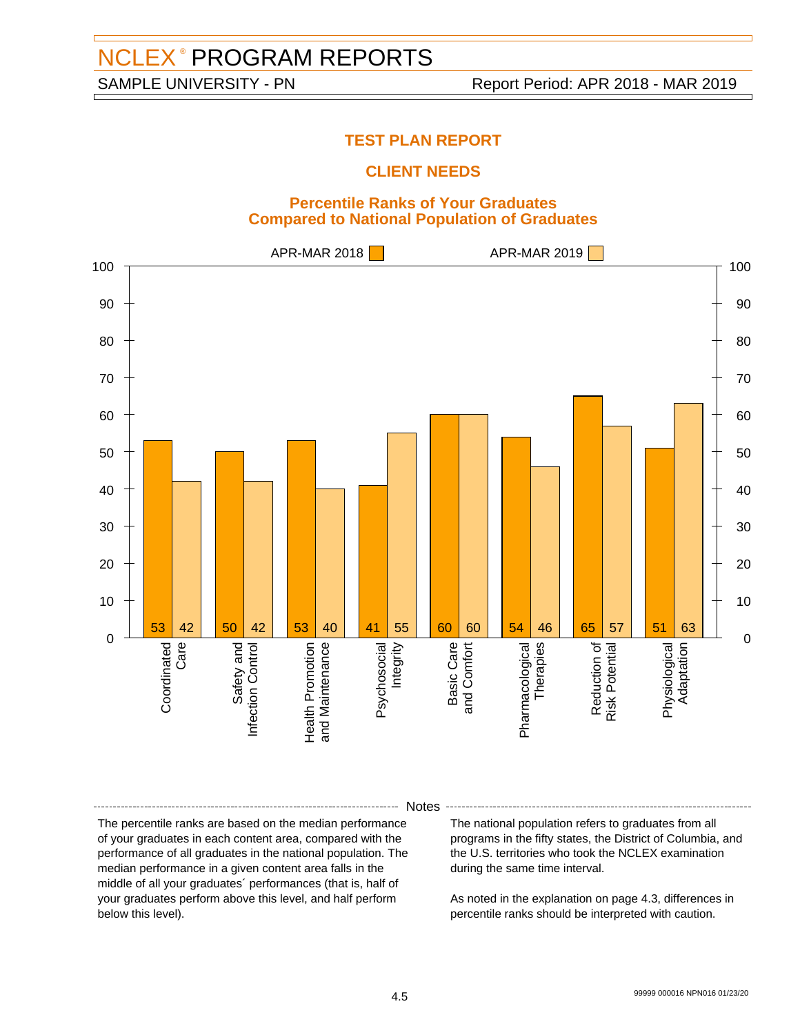# NCLEX® PROGRAM REPORTS

SAMPLE UNIVERSITY - PN

Report Period: APR 2018 - MAR 2019

## TEST PLAN REPORT

## CLIENT NEEDS

### Percentile Ranks of Your Graduates Compared to National Population of Graduates

| Client Needs Category | APR-MAR 2018 | APR-MAR 2019 |
|---|---|---|
| Coordinated Care | 53 | 42 |
| Safety and Infection Control | 50 | 42 |
| Health Promotion and Maintenance | 53 | 40 |
| Psychosocial Integrity | 41 | 55 |
| Basic Care and Comfort | 60 | 60 |
| Pharmacological Therapies | 54 | 46 |
| Reduction of Risk Potential | 65 | 57 |
| Physiological Adaptation | 51 | 63 |

**Notes**

The percentile ranks are based on the median performance of your graduates in each content area, compared with the performance of all graduates in the national population. The median performance in a given content area falls in the middle of all your graduates´ performances (that is, half of your graduates perform above this level, and half perform below this level).

The national population refers to graduates from all programs in the fifty states, the District of Columbia, and the U.S. territories who took the NCLEX examination during the same time interval.

As noted in the explanation on page 4.3, differences in percentile ranks should be interpreted with caution.

99999 000016 NPN016 01/23/20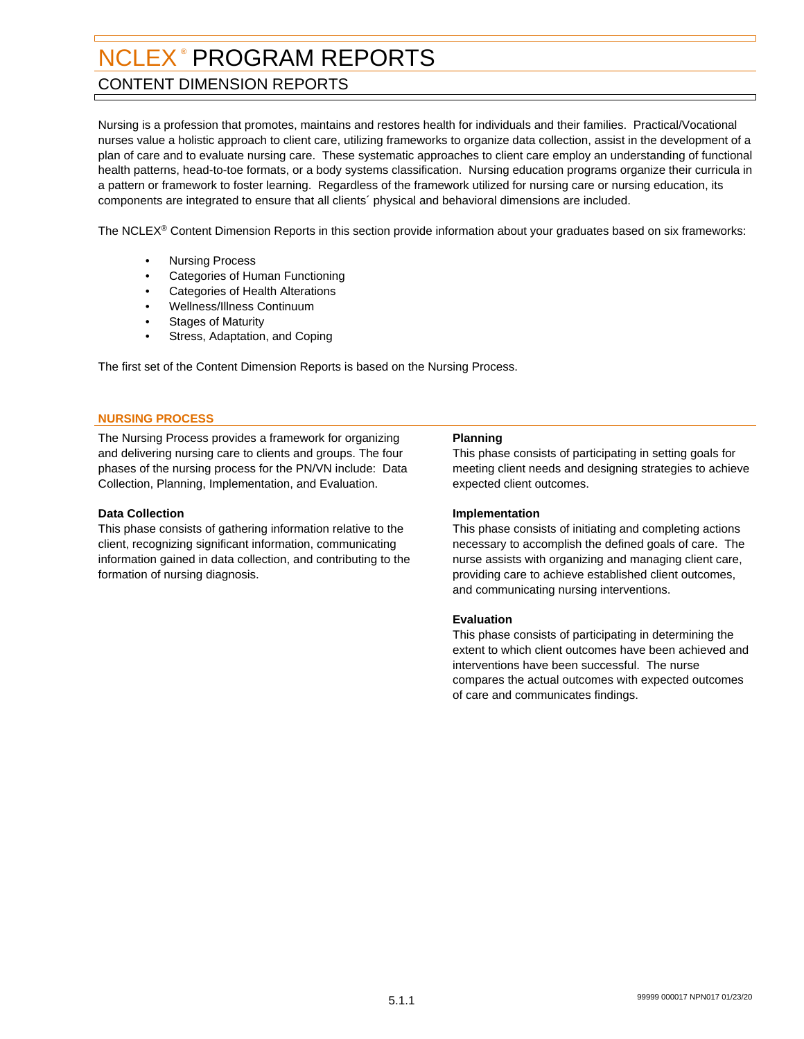# NCLEX® PROGRAM REPORTS

## CONTENT DIMENSION REPORTS

Nursing is a profession that promotes, maintains and restores health for individuals and their families. Practical/Vocational nurses value a holistic approach to client care, utilizing frameworks to organize data collection, assist in the development of a plan of care and to evaluate nursing care. These systematic approaches to client care employ an understanding of functional health patterns, head-to-toe formats, or a body systems classification. Nursing education programs organize their curricula in a pattern or framework to foster learning. Regardless of the framework utilized for nursing care or nursing education, its components are integrated to ensure that all clients´ physical and behavioral dimensions are included.

The NCLEX® Content Dimension Reports in this section provide information about your graduates based on six frameworks:

- Nursing Process
- Categories of Human Functioning
- Categories of Health Alterations
- Wellness/Illness Continuum
- Stages of Maturity
- Stress, Adaptation, and Coping

The first set of the Content Dimension Reports is based on the Nursing Process.

### NURSING PROCESS

The Nursing Process provides a framework for organizing and delivering nursing care to clients and groups. The four phases of the nursing process for the PN/VN include: Data Collection, Planning, Implementation, and Evaluation.

**Data Collection**
This phase consists of gathering information relative to the client, recognizing significant information, communicating information gained in data collection, and contributing to the formation of nursing diagnosis.

**Planning**
This phase consists of participating in setting goals for meeting client needs and designing strategies to achieve expected client outcomes.

**Implementation**
This phase consists of initiating and completing actions necessary to accomplish the defined goals of care. The nurse assists with organizing and managing client care, providing care to achieve established client outcomes, and communicating nursing interventions.

**Evaluation**
This phase consists of participating in determining the extent to which client outcomes have been achieved and interventions have been successful. The nurse compares the actual outcomes with expected outcomes of care and communicates findings.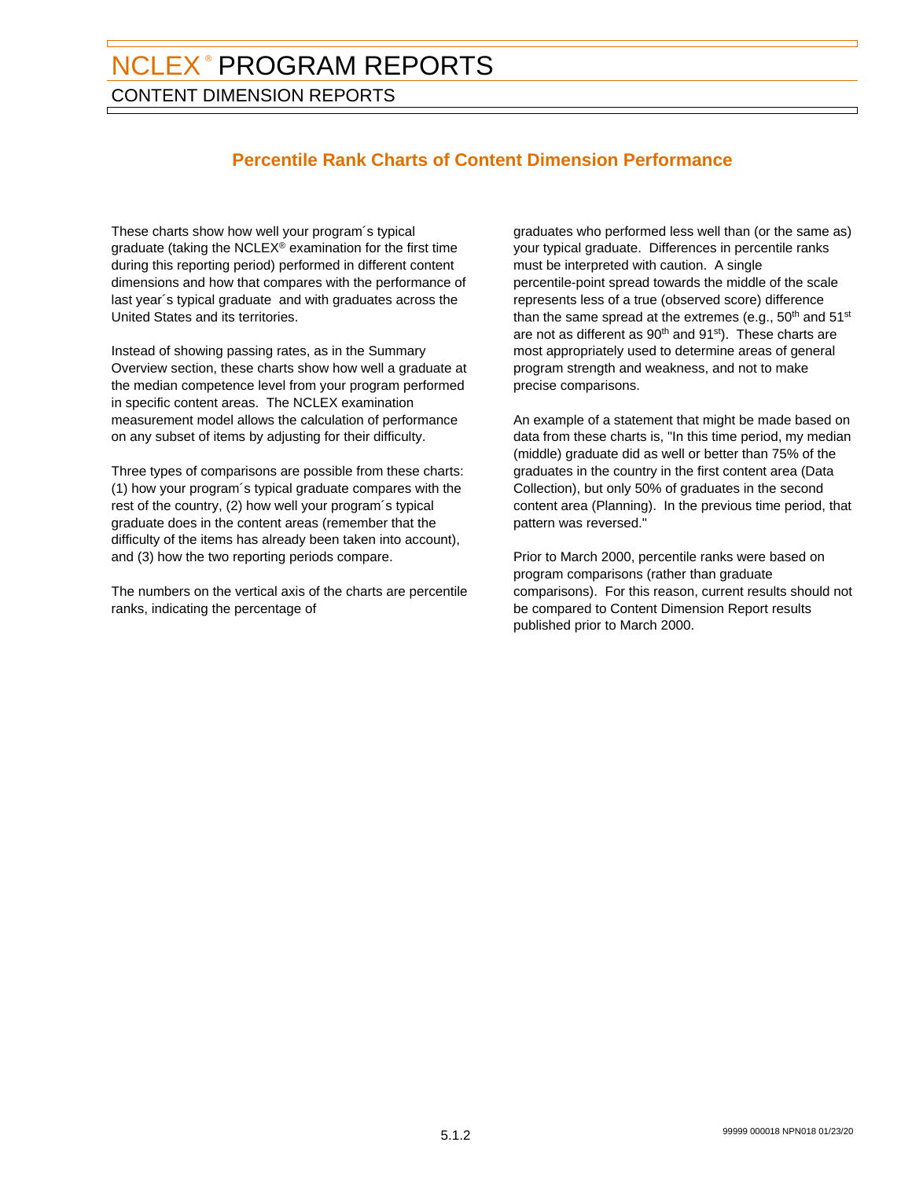# NCLEX® PROGRAM REPORTS

## CONTENT DIMENSION REPORTS

### Percentile Rank Charts of Content Dimension Performance

These charts show how well your program´s typical graduate (taking the NCLEX® examination for the first time during this reporting period) performed in different content dimensions and how that compares with the performance of last year´s typical graduate and with graduates across the United States and its territories.

Instead of showing passing rates, as in the Summary Overview section, these charts show how well a graduate at the median competence level from your program performed in specific content areas. The NCLEX examination measurement model allows the calculation of performance on any subset of items by adjusting for their difficulty.

Three types of comparisons are possible from these charts: (1) how your program´s typical graduate compares with the rest of the country, (2) how well your program´s typical graduate does in the content areas (remember that the difficulty of the items has already been taken into account), and (3) how the two reporting periods compare.

The numbers on the vertical axis of the charts are percentile ranks, indicating the percentage of graduates who performed less well than (or the same as) your typical graduate. Differences in percentile ranks must be interpreted with caution. A single percentile-point spread towards the middle of the scale represents less of a true (observed score) difference than the same spread at the extremes (e.g., 50th and 51st are not as different as 90th and 91st). These charts are most appropriately used to determine areas of general program strength and weakness, and not to make precise comparisons.

An example of a statement that might be made based on data from these charts is, "In this time period, my median (middle) graduate did as well or better than 75% of the graduates in the country in the first content area (Data Collection), but only 50% of graduates in the second content area (Planning). In the previous time period, that pattern was reversed."

Prior to March 2000, percentile ranks were based on program comparisons (rather than graduate comparisons). For this reason, current results should not be compared to Content Dimension Report results published prior to March 2000.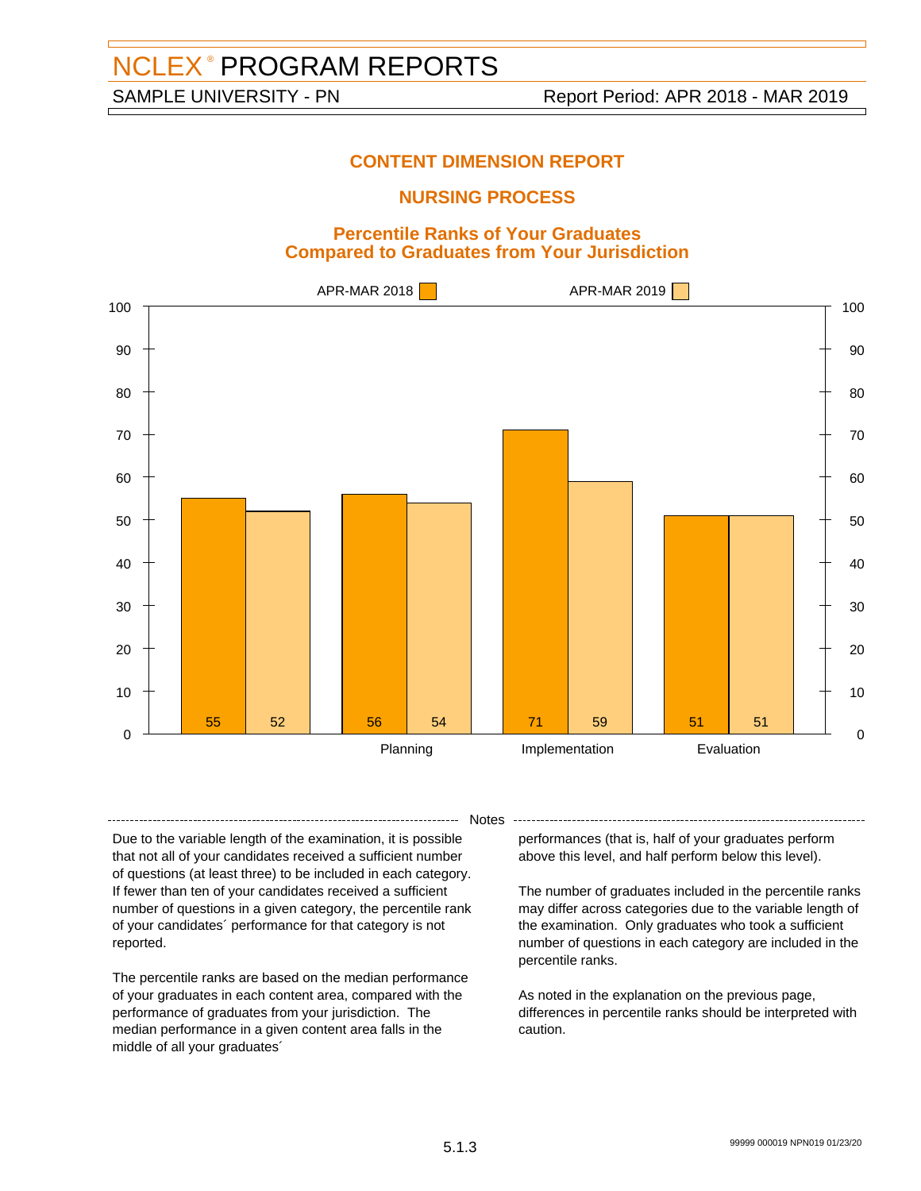# NCLEX® PROGRAM REPORTS

SAMPLE UNIVERSITY - PN — Report Period: APR 2018 - MAR 2019

## CONTENT DIMENSION REPORT

## NURSING PROCESS

### Percentile Ranks of Your Graduates Compared to Graduates from Your Jurisdiction

| Category | APR-MAR 2018 | APR-MAR 2019 |
|---|---|---|
| | 55 | 52 |
| Planning | 56 | 54 |
| Implementation | 71 | 59 |
| Evaluation | 51 | 51 |

Notes

Due to the variable length of the examination, it is possible that not all of your candidates received a sufficient number of questions (at least three) to be included in each category. If fewer than ten of your candidates received a sufficient number of questions in a given category, the percentile rank of your candidates´ performance for that category is not reported.

The percentile ranks are based on the median performance of your graduates in each content area, compared with the performance of graduates from your jurisdiction. The median performance in a given content area falls in the middle of all your graduates´ performances (that is, half of your graduates perform above this level, and half perform below this level).

The number of graduates included in the percentile ranks may differ across categories due to the variable length of the examination. Only graduates who took a sufficient number of questions in each category are included in the percentile ranks.

As noted in the explanation on the previous page, differences in percentile ranks should be interpreted with caution.

99999 000019 NPN019 01/23/20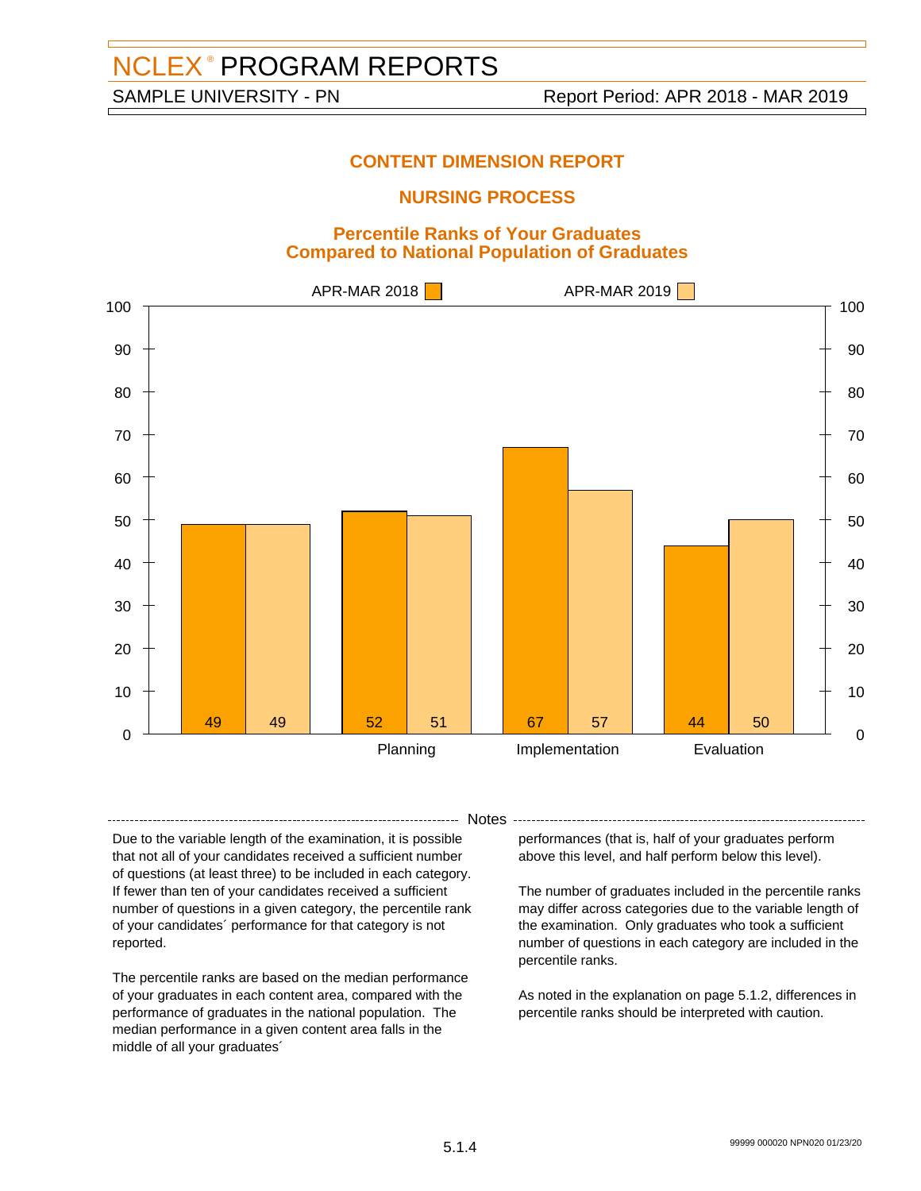# NCLEX® PROGRAM REPORTS

SAMPLE UNIVERSITY - PN

Report Period: APR 2018 - MAR 2019

## CONTENT DIMENSION REPORT

## NURSING PROCESS

### Percentile Ranks of Your Graduates Compared to National Population of Graduates

| Category | APR-MAR 2018 | APR-MAR 2019 |
|---|---|---|
| (unlabeled) | 49 | 49 |
| Planning | 52 | 51 |
| Implementation | 67 | 57 |
| Evaluation | 44 | 50 |

**Notes**

Due to the variable length of the examination, it is possible that not all of your candidates received a sufficient number of questions (at least three) to be included in each category. If fewer than ten of your candidates received a sufficient number of questions in a given category, the percentile rank of your candidates´ performance for that category is not reported.

The percentile ranks are based on the median performance of your graduates in each content area, compared with the performance of graduates in the national population. The median performance in a given content area falls in the middle of all your graduates´ performances (that is, half of your graduates perform above this level, and half perform below this level).

The number of graduates included in the percentile ranks may differ across categories due to the variable length of the examination. Only graduates who took a sufficient number of questions in each category are included in the percentile ranks.

As noted in the explanation on page 5.1.2, differences in percentile ranks should be interpreted with caution.

99999 000020 NPN020 01/23/20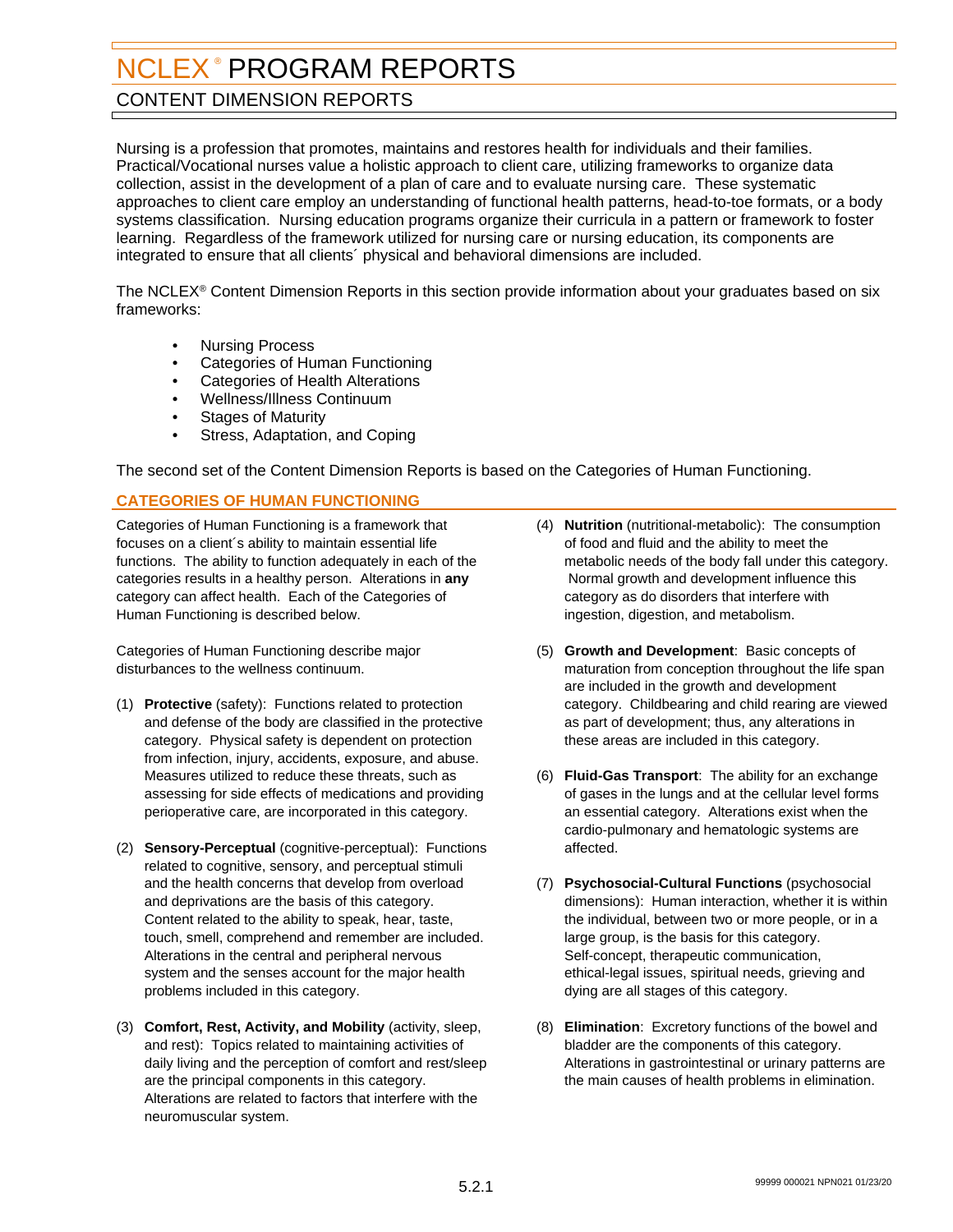# NCLEX® PROGRAM REPORTS

## CONTENT DIMENSION REPORTS

Nursing is a profession that promotes, maintains and restores health for individuals and their families. Practical/Vocational nurses value a holistic approach to client care, utilizing frameworks to organize data collection, assist in the development of a plan of care and to evaluate nursing care. These systematic approaches to client care employ an understanding of functional health patterns, head-to-toe formats, or a body systems classification. Nursing education programs organize their curricula in a pattern or framework to foster learning. Regardless of the framework utilized for nursing care or nursing education, its components are integrated to ensure that all clients´ physical and behavioral dimensions are included.

The NCLEX® Content Dimension Reports in this section provide information about your graduates based on six frameworks:

- Nursing Process
- Categories of Human Functioning
- Categories of Health Alterations
- Wellness/Illness Continuum
- Stages of Maturity
- Stress, Adaptation, and Coping

The second set of the Content Dimension Reports is based on the Categories of Human Functioning.

### CATEGORIES OF HUMAN FUNCTIONING

Categories of Human Functioning is a framework that focuses on a client´s ability to maintain essential life functions. The ability to function adequately in each of the categories results in a healthy person. Alterations in **any** category can affect health. Each of the Categories of Human Functioning is described below.

Categories of Human Functioning describe major disturbances to the wellness continuum.

(1) **Protective** (safety): Functions related to protection and defense of the body are classified in the protective category. Physical safety is dependent on protection from infection, injury, accidents, exposure, and abuse. Measures utilized to reduce these threats, such as assessing for side effects of medications and providing perioperative care, are incorporated in this category.

(2) **Sensory-Perceptual** (cognitive-perceptual): Functions related to cognitive, sensory, and perceptual stimuli and the health concerns that develop from overload and deprivations are the basis of this category. Content related to the ability to speak, hear, taste, touch, smell, comprehend and remember are included. Alterations in the central and peripheral nervous system and the senses account for the major health problems included in this category.

(3) **Comfort, Rest, Activity, and Mobility** (activity, sleep, and rest): Topics related to maintaining activities of daily living and the perception of comfort and rest/sleep are the principal components in this category. Alterations are related to factors that interfere with the neuromuscular system.

(4) **Nutrition** (nutritional-metabolic): The consumption of food and fluid and the ability to meet the metabolic needs of the body fall under this category. Normal growth and development influence this category as do disorders that interfere with ingestion, digestion, and metabolism.

(5) **Growth and Development**: Basic concepts of maturation from conception throughout the life span are included in the growth and development category. Childbearing and child rearing are viewed as part of development; thus, any alterations in these areas are included in this category.

(6) **Fluid-Gas Transport**: The ability for an exchange of gases in the lungs and at the cellular level forms an essential category. Alterations exist when the cardio-pulmonary and hematologic systems are affected.

(7) **Psychosocial-Cultural Functions** (psychosocial dimensions): Human interaction, whether it is within the individual, between two or more people, or in a large group, is the basis for this category. Self-concept, therapeutic communication, ethical-legal issues, spiritual needs, grieving and dying are all stages of this category.

(8) **Elimination**: Excretory functions of the bowel and bladder are the components of this category. Alterations in gastrointestinal or urinary patterns are the main causes of health problems in elimination.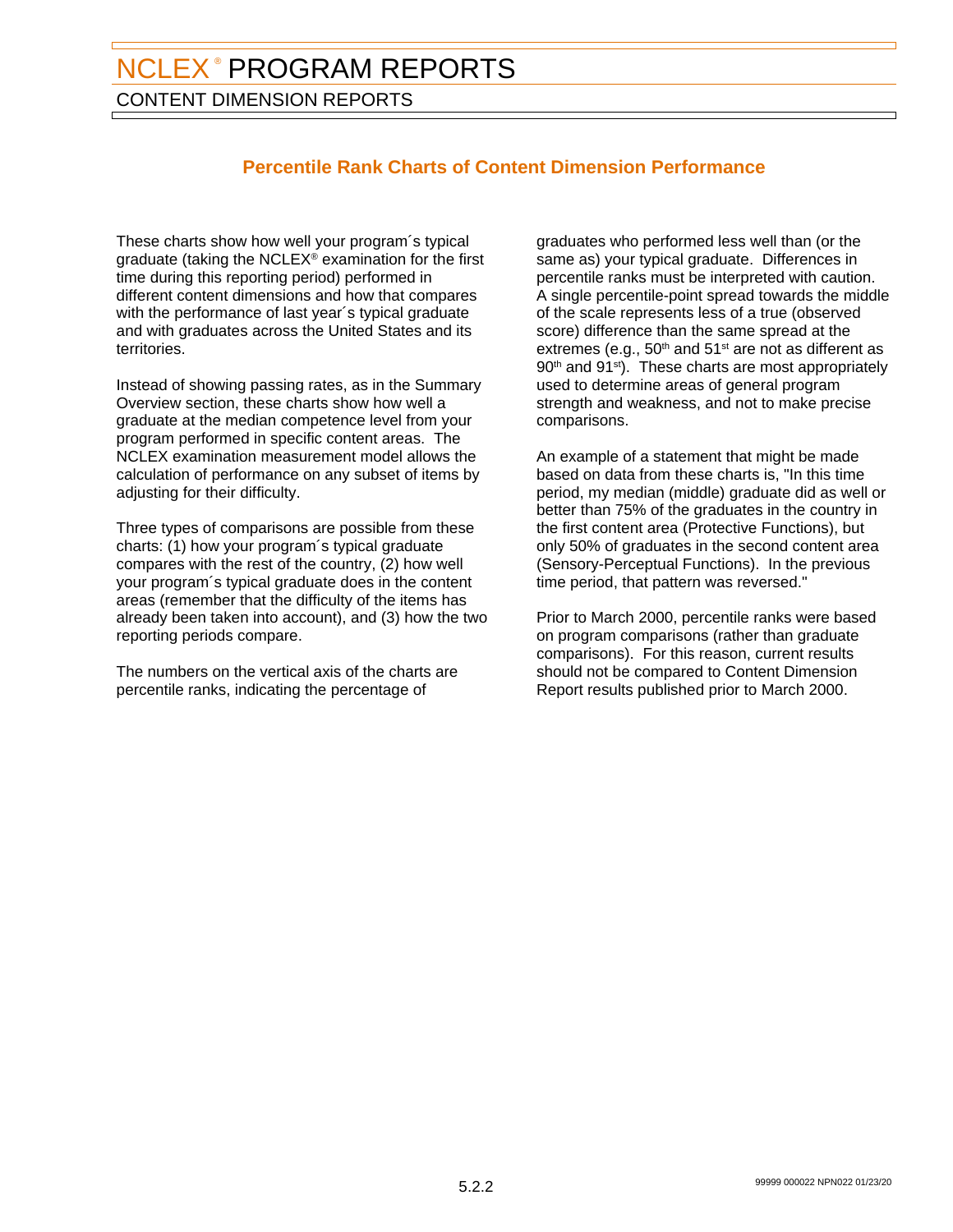# NCLEX® PROGRAM REPORTS

## CONTENT DIMENSION REPORTS

### Percentile Rank Charts of Content Dimension Performance

These charts show how well your program´s typical graduate (taking the NCLEX® examination for the first time during this reporting period) performed in different content dimensions and how that compares with the performance of last year´s typical graduate and with graduates across the United States and its territories.

Instead of showing passing rates, as in the Summary Overview section, these charts show how well a graduate at the median competence level from your program performed in specific content areas. The NCLEX examination measurement model allows the calculation of performance on any subset of items by adjusting for their difficulty.

Three types of comparisons are possible from these charts: (1) how your program´s typical graduate compares with the rest of the country, (2) how well your program´s typical graduate does in the content areas (remember that the difficulty of the items has already been taken into account), and (3) how the two reporting periods compare.

The numbers on the vertical axis of the charts are percentile ranks, indicating the percentage of graduates who performed less well than (or the same as) your typical graduate. Differences in percentile ranks must be interpreted with caution. A single percentile-point spread towards the middle of the scale represents less of a true (observed score) difference than the same spread at the extremes (e.g., 50th and 51st are not as different as 90th and 91st). These charts are most appropriately used to determine areas of general program strength and weakness, and not to make precise comparisons.

An example of a statement that might be made based on data from these charts is, "In this time period, my median (middle) graduate did as well or better than 75% of the graduates in the country in the first content area (Protective Functions), but only 50% of graduates in the second content area (Sensory-Perceptual Functions). In the previous time period, that pattern was reversed."

Prior to March 2000, percentile ranks were based on program comparisons (rather than graduate comparisons). For this reason, current results should not be compared to Content Dimension Report results published prior to March 2000.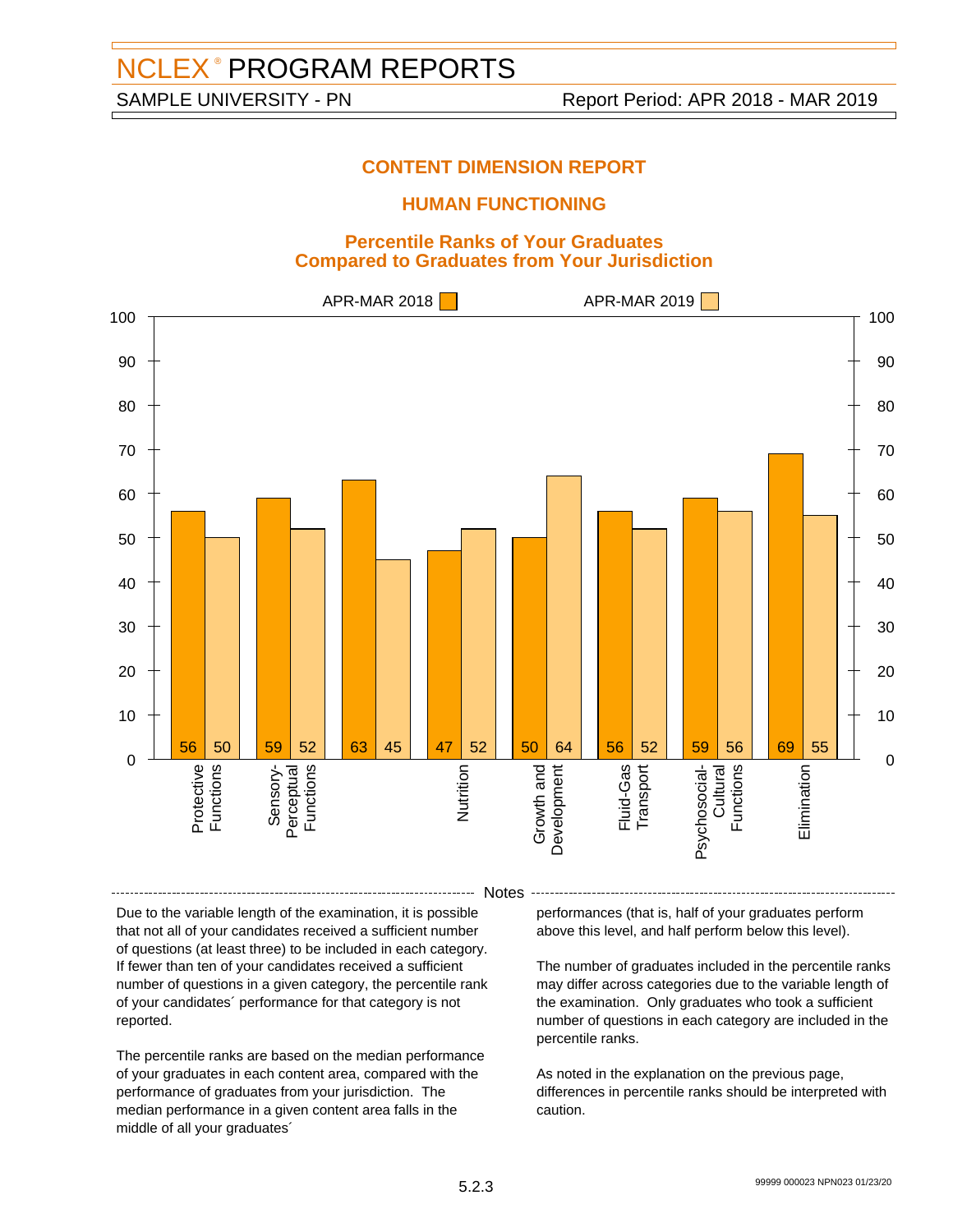# NCLEX® PROGRAM REPORTS

SAMPLE UNIVERSITY - PN | Report Period: APR 2018 - MAR 2019

## CONTENT DIMENSION REPORT

## HUMAN FUNCTIONING

### Percentile Ranks of Your Graduates Compared to Graduates from Your Jurisdiction

| Category | APR-MAR 2018 | APR-MAR 2019 |
|---|---|---|
| Protective Functions | 56 | 50 |
| Sensory-Perceptual Functions | 59 | 52 |
| | 63 | 45 |
| Nutrition | 47 | 52 |
| Growth and Development | 50 | 64 |
| Fluid-Gas Transport | 56 | 52 |
| Psychosocial-Cultural Functions | 59 | 56 |
| Elimination | 69 | 55 |

### Notes

Due to the variable length of the examination, it is possible that not all of your candidates received a sufficient number of questions (at least three) to be included in each category. If fewer than ten of your candidates received a sufficient number of questions in a given category, the percentile rank of your candidates´ performance for that category is not reported.

The percentile ranks are based on the median performance of your graduates in each content area, compared with the performance of graduates from your jurisdiction. The median performance in a given content area falls in the middle of all your graduates´ performances (that is, half of your graduates perform above this level, and half perform below this level).

The number of graduates included in the percentile ranks may differ across categories due to the variable length of the examination. Only graduates who took a sufficient number of questions in each category are included in the percentile ranks.

As noted in the explanation on the previous page, differences in percentile ranks should be interpreted with caution.

99999 000023 NPN023 01/23/20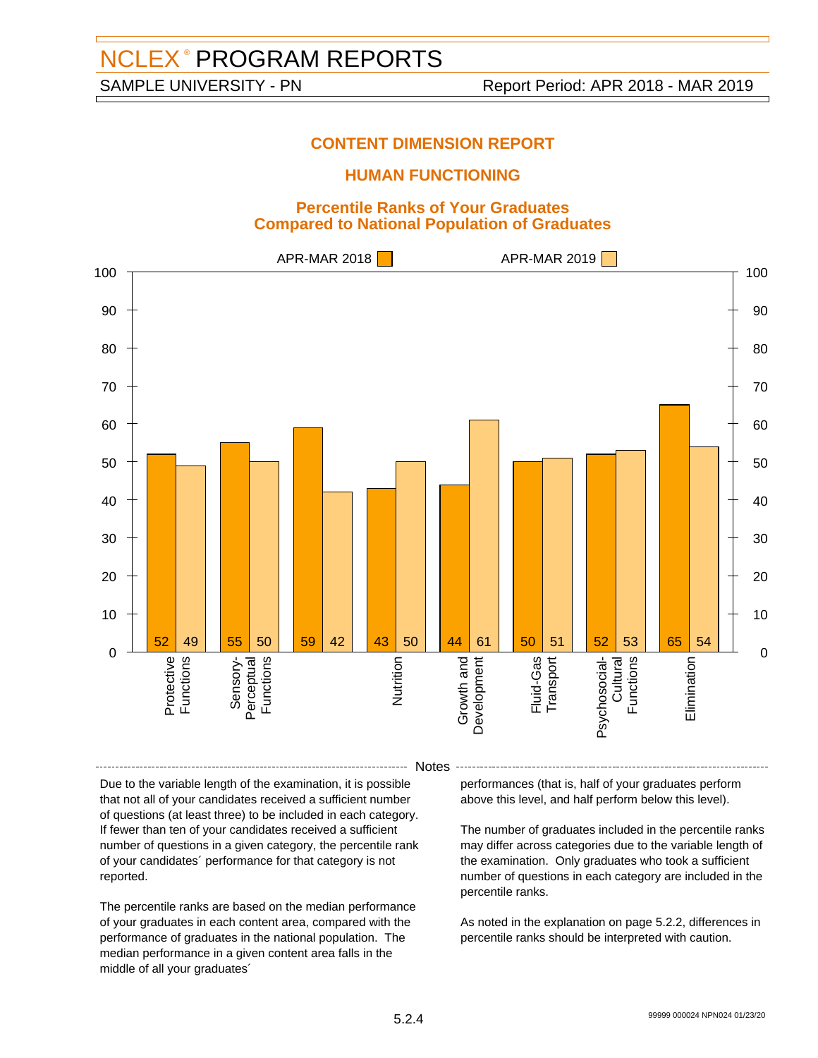# NCLEX® PROGRAM REPORTS

SAMPLE UNIVERSITY - PN

Report Period: APR 2018 - MAR 2019

## CONTENT DIMENSION REPORT

## HUMAN FUNCTIONING

### Percentile Ranks of Your Graduates Compared to National Population of Graduates

| Category | APR-MAR 2018 | APR-MAR 2019 |
| --- | --- | --- |
| Protective Functions | 52 | 49 |
| Sensory-Perceptual Functions | 55 | 50 |
| | 59 | 42 |
| Nutrition | 43 | 50 |
| Growth and Development | 44 | 61 |
| Fluid-Gas Transport | 50 | 51 |
| Psychosocial-Cultural Functions | 52 | 53 |
| Elimination | 65 | 54 |

**Notes**

Due to the variable length of the examination, it is possible that not all of your candidates received a sufficient number of questions (at least three) to be included in each category. If fewer than ten of your candidates received a sufficient number of questions in a given category, the percentile rank of your candidates´ performance for that category is not reported.

The percentile ranks are based on the median performance of your graduates in each content area, compared with the performance of graduates in the national population. The median performance in a given content area falls in the middle of all your graduates´ performances (that is, half of your graduates perform above this level, and half perform below this level).

The number of graduates included in the percentile ranks may differ across categories due to the variable length of the examination. Only graduates who took a sufficient number of questions in each category are included in the percentile ranks.

As noted in the explanation on page 5.2.2, differences in percentile ranks should be interpreted with caution.

99999 000024 NPN024 01/23/20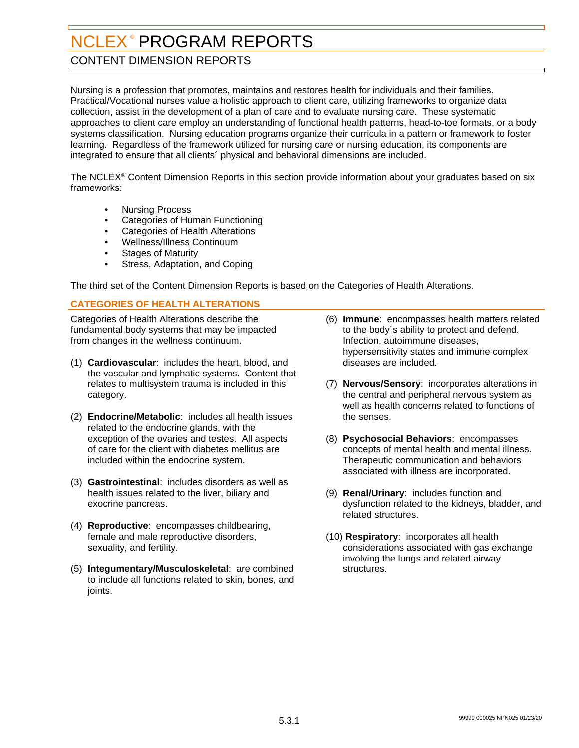# NCLEX® PROGRAM REPORTS

## CONTENT DIMENSION REPORTS

Nursing is a profession that promotes, maintains and restores health for individuals and their families. Practical/Vocational nurses value a holistic approach to client care, utilizing frameworks to organize data collection, assist in the development of a plan of care and to evaluate nursing care. These systematic approaches to client care employ an understanding of functional health patterns, head-to-toe formats, or a body systems classification. Nursing education programs organize their curricula in a pattern or framework to foster learning. Regardless of the framework utilized for nursing care or nursing education, its components are integrated to ensure that all clients´ physical and behavioral dimensions are included.

The NCLEX® Content Dimension Reports in this section provide information about your graduates based on six frameworks:

- Nursing Process
- Categories of Human Functioning
- Categories of Health Alterations
- Wellness/Illness Continuum
- Stages of Maturity
- Stress, Adaptation, and Coping

The third set of the Content Dimension Reports is based on the Categories of Health Alterations.

### CATEGORIES OF HEALTH ALTERATIONS

Categories of Health Alterations describe the fundamental body systems that may be impacted from changes in the wellness continuum.

(1) **Cardiovascular**: includes the heart, blood, and the vascular and lymphatic systems. Content that relates to multisystem trauma is included in this category.

(2) **Endocrine/Metabolic**: includes all health issues related to the endocrine glands, with the exception of the ovaries and testes. All aspects of care for the client with diabetes mellitus are included within the endocrine system.

(3) **Gastrointestinal**: includes disorders as well as health issues related to the liver, biliary and exocrine pancreas.

(4) **Reproductive**: encompasses childbearing, female and male reproductive disorders, sexuality, and fertility.

(5) **Integumentary/Musculoskeletal**: are combined to include all functions related to skin, bones, and joints.

(6) **Immune**: encompasses health matters related to the body´s ability to protect and defend. Infection, autoimmune diseases, hypersensitivity states and immune complex diseases are included.

(7) **Nervous/Sensory**: incorporates alterations in the central and peripheral nervous system as well as health concerns related to functions of the senses.

(8) **Psychosocial Behaviors**: encompasses concepts of mental health and mental illness. Therapeutic communication and behaviors associated with illness are incorporated.

(9) **Renal/Urinary**: includes function and dysfunction related to the kidneys, bladder, and related structures.

(10) **Respiratory**: incorporates all health considerations associated with gas exchange involving the lungs and related airway structures.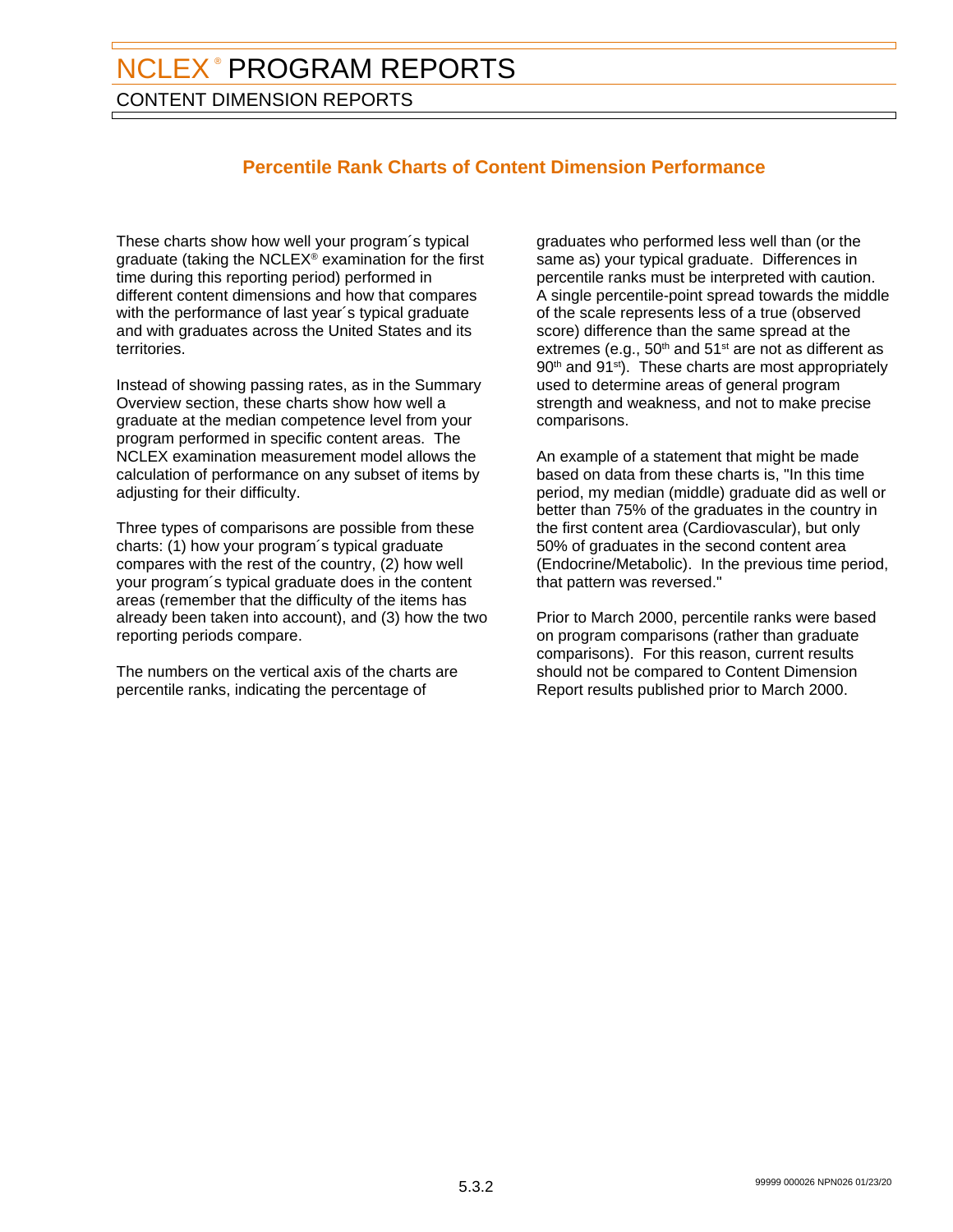# NCLEX® PROGRAM REPORTS

## CONTENT DIMENSION REPORTS

### Percentile Rank Charts of Content Dimension Performance

These charts show how well your program´s typical graduate (taking the NCLEX® examination for the first time during this reporting period) performed in different content dimensions and how that compares with the performance of last year´s typical graduate and with graduates across the United States and its territories.

Instead of showing passing rates, as in the Summary Overview section, these charts show how well a graduate at the median competence level from your program performed in specific content areas. The NCLEX examination measurement model allows the calculation of performance on any subset of items by adjusting for their difficulty.

Three types of comparisons are possible from these charts: (1) how your program´s typical graduate compares with the rest of the country, (2) how well your program´s typical graduate does in the content areas (remember that the difficulty of the items has already been taken into account), and (3) how the two reporting periods compare.

The numbers on the vertical axis of the charts are percentile ranks, indicating the percentage of graduates who performed less well than (or the same as) your typical graduate. Differences in percentile ranks must be interpreted with caution. A single percentile-point spread towards the middle of the scale represents less of a true (observed score) difference than the same spread at the extremes (e.g., 50th and 51st are not as different as 90th and 91st). These charts are most appropriately used to determine areas of general program strength and weakness, and not to make precise comparisons.

An example of a statement that might be made based on data from these charts is, "In this time period, my median (middle) graduate did as well or better than 75% of the graduates in the country in the first content area (Cardiovascular), but only 50% of graduates in the second content area (Endocrine/Metabolic). In the previous time period, that pattern was reversed."

Prior to March 2000, percentile ranks were based on program comparisons (rather than graduate comparisons). For this reason, current results should not be compared to Content Dimension Report results published prior to March 2000.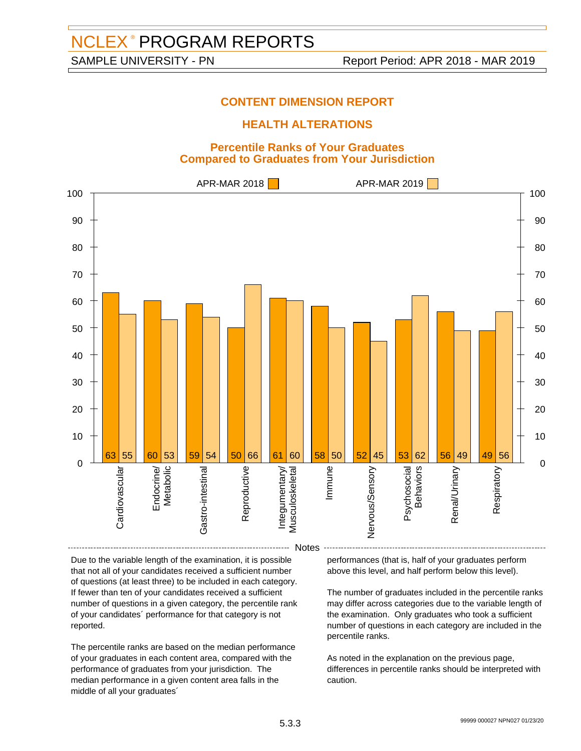# NCLEX® PROGRAM REPORTS

SAMPLE UNIVERSITY - PN Report Period: APR 2018 - MAR 2019

## CONTENT DIMENSION REPORT

## HEALTH ALTERATIONS

### Percentile Ranks of Your Graduates Compared to Graduates from Your Jurisdiction

| Category | APR-MAR 2018 | APR-MAR 2019 |
|---|---|---|
| Cardiovascular | 63 | 55 |
| Endocrine/Metabolic | 60 | 53 |
| Gastro-intestinal | 59 | 54 |
| Reproductive | 50 | 66 |
| Integumentary/Musculoskeletal | 61 | 60 |
| Immune | 58 | 50 |
| Nervous/Sensory | 52 | 45 |
| Psychosocial Behaviors | 53 | 62 |
| Renal/Urinary | 56 | 49 |
| Respiratory | 49 | 56 |

---

**Notes**

Due to the variable length of the examination, it is possible that not all of your candidates received a sufficient number of questions (at least three) to be included in each category. If fewer than ten of your candidates received a sufficient number of questions in a given category, the percentile rank of your candidates´ performance for that category is not reported.

The percentile ranks are based on the median performance of your graduates in each content area, compared with the performance of graduates from your jurisdiction. The median performance in a given content area falls in the middle of all your graduates´ performances (that is, half of your graduates perform above this level, and half perform below this level).

The number of graduates included in the percentile ranks may differ across categories due to the variable length of the examination. Only graduates who took a sufficient number of questions in each category are included in the percentile ranks.

As noted in the explanation on the previous page, differences in percentile ranks should be interpreted with caution.

5.3.3

99999 000027 NPN027 01/23/20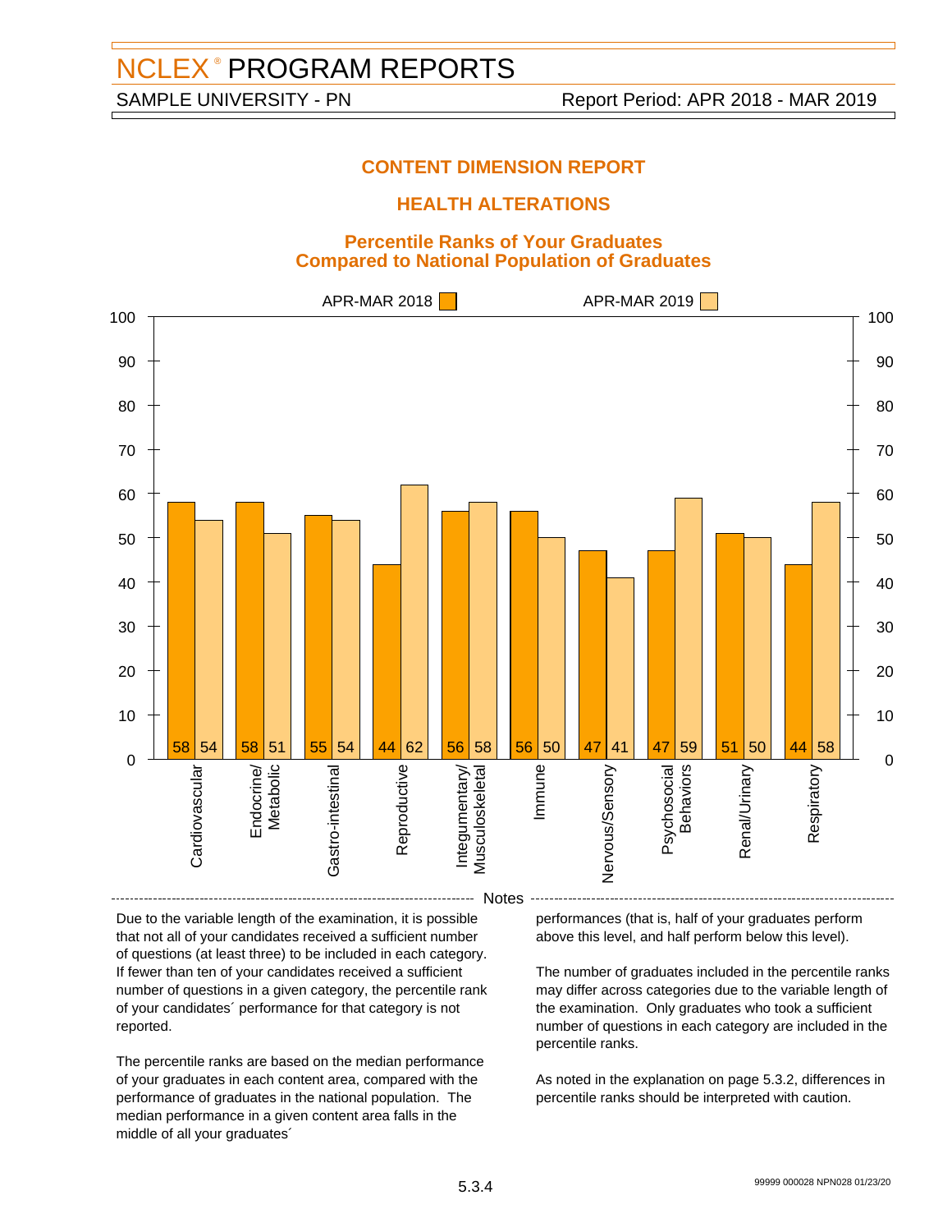# NCLEX® PROGRAM REPORTS

SAMPLE UNIVERSITY - PN    Report Period: APR 2018 - MAR 2019

## CONTENT DIMENSION REPORT

## HEALTH ALTERATIONS

### Percentile Ranks of Your Graduates Compared to National Population of Graduates

| Category | APR-MAR 2018 | APR-MAR 2019 |
|---|---|---|
| Cardiovascular | 58 | 54 |
| Endocrine/ Metabolic | 58 | 51 |
| Gastro-intestinal | 55 | 54 |
| Reproductive | 44 | 62 |
| Integumentary/ Musculoskeletal | 56 | 58 |
| Immune | 56 | 50 |
| Nervous/Sensory | 47 | 41 |
| Psychosocial Behaviors | 47 | 59 |
| Renal/Urinary | 51 | 50 |
| Respiratory | 44 | 58 |

**Notes**

Due to the variable length of the examination, it is possible that not all of your candidates received a sufficient number of questions (at least three) to be included in each category. If fewer than ten of your candidates received a sufficient number of questions in a given category, the percentile rank of your candidates´ performance for that category is not reported.

The percentile ranks are based on the median performance of your graduates in each content area, compared with the performance of graduates in the national population. The median performance in a given content area falls in the middle of all your graduates´ performances (that is, half of your graduates perform above this level, and half perform below this level).

The number of graduates included in the percentile ranks may differ across categories due to the variable length of the examination. Only graduates who took a sufficient number of questions in each category are included in the percentile ranks.

As noted in the explanation on page 5.3.2, differences in percentile ranks should be interpreted with caution.

99999 000028 NPN028 01/23/20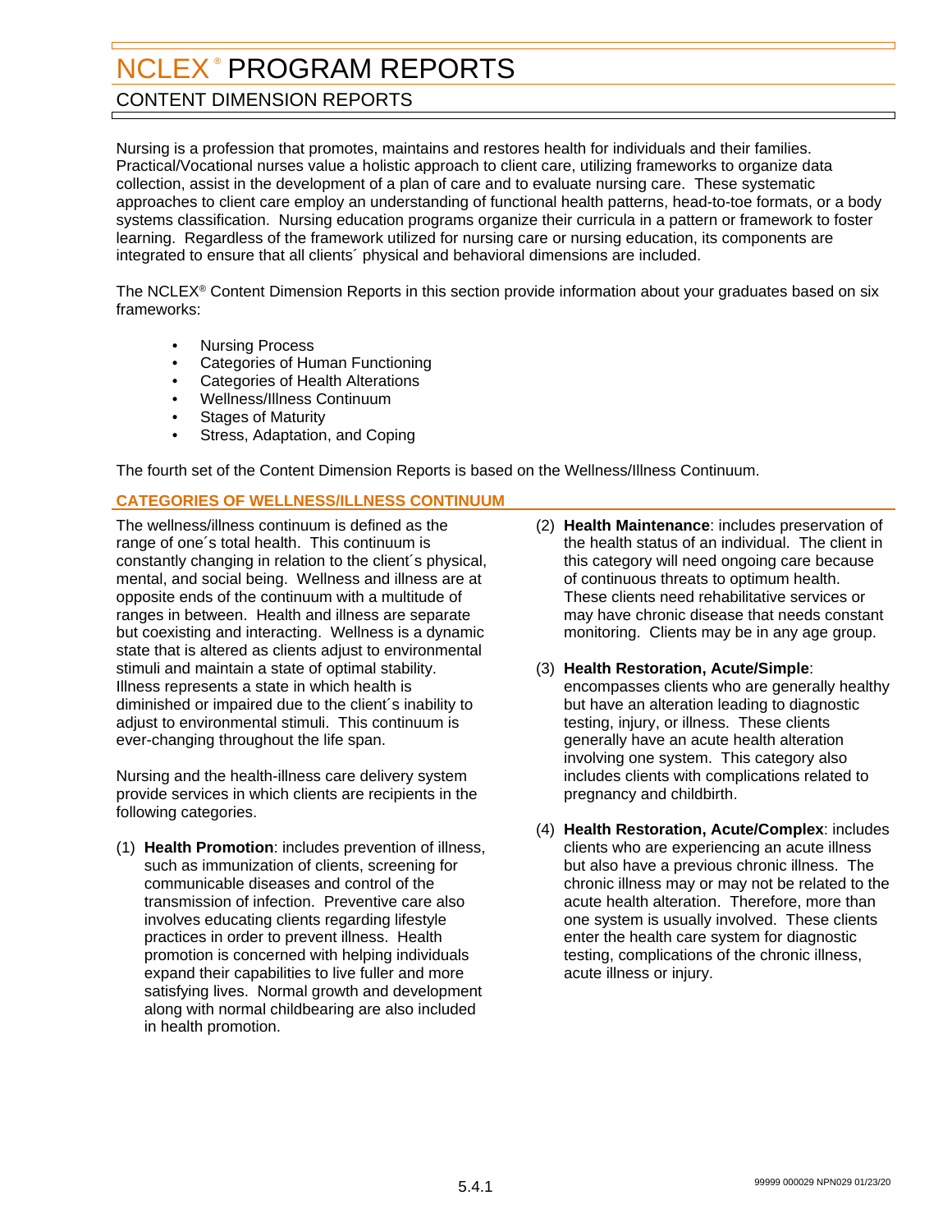# NCLEX® PROGRAM REPORTS

## CONTENT DIMENSION REPORTS

Nursing is a profession that promotes, maintains and restores health for individuals and their families. Practical/Vocational nurses value a holistic approach to client care, utilizing frameworks to organize data collection, assist in the development of a plan of care and to evaluate nursing care. These systematic approaches to client care employ an understanding of functional health patterns, head-to-toe formats, or a body systems classification. Nursing education programs organize their curricula in a pattern or framework to foster learning. Regardless of the framework utilized for nursing care or nursing education, its components are integrated to ensure that all clients´ physical and behavioral dimensions are included.

The NCLEX® Content Dimension Reports in this section provide information about your graduates based on six frameworks:

- Nursing Process
- Categories of Human Functioning
- Categories of Health Alterations
- Wellness/Illness Continuum
- Stages of Maturity
- Stress, Adaptation, and Coping

The fourth set of the Content Dimension Reports is based on the Wellness/Illness Continuum.

### CATEGORIES OF WELLNESS/ILLNESS CONTINUUM

The wellness/illness continuum is defined as the range of one´s total health. This continuum is constantly changing in relation to the client´s physical, mental, and social being. Wellness and illness are at opposite ends of the continuum with a multitude of ranges in between. Health and illness are separate but coexisting and interacting. Wellness is a dynamic state that is altered as clients adjust to environmental stimuli and maintain a state of optimal stability. Illness represents a state in which health is diminished or impaired due to the client´s inability to adjust to environmental stimuli. This continuum is ever-changing throughout the life span.

Nursing and the health-illness care delivery system provide services in which clients are recipients in the following categories.

(1) **Health Promotion**: includes prevention of illness, such as immunization of clients, screening for communicable diseases and control of the transmission of infection. Preventive care also involves educating clients regarding lifestyle practices in order to prevent illness. Health promotion is concerned with helping individuals expand their capabilities to live fuller and more satisfying lives. Normal growth and development along with normal childbearing are also included in health promotion.

(2) **Health Maintenance**: includes preservation of the health status of an individual. The client in this category will need ongoing care because of continuous threats to optimum health. These clients need rehabilitative services or may have chronic disease that needs constant monitoring. Clients may be in any age group.

(3) **Health Restoration, Acute/Simple**: encompasses clients who are generally healthy but have an alteration leading to diagnostic testing, injury, or illness. These clients generally have an acute health alteration involving one system. This category also includes clients with complications related to pregnancy and childbirth.

(4) **Health Restoration, Acute/Complex**: includes clients who are experiencing an acute illness but also have a previous chronic illness. The chronic illness may or may not be related to the acute health alteration. Therefore, more than one system is usually involved. These clients enter the health care system for diagnostic testing, complications of the chronic illness, acute illness or injury.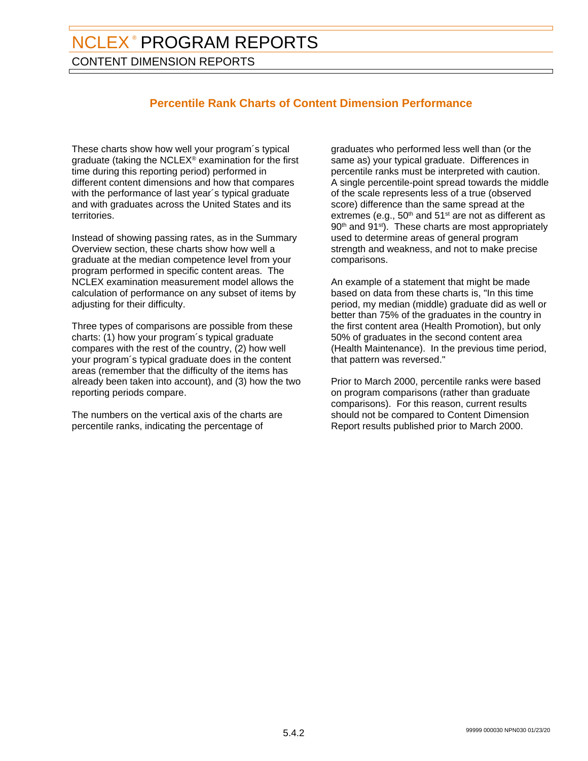# NCLEX® PROGRAM REPORTS

## CONTENT DIMENSION REPORTS

### Percentile Rank Charts of Content Dimension Performance

These charts show how well your program´s typical graduate (taking the NCLEX® examination for the first time during this reporting period) performed in different content dimensions and how that compares with the performance of last year´s typical graduate and with graduates across the United States and its territories.

Instead of showing passing rates, as in the Summary Overview section, these charts show how well a graduate at the median competence level from your program performed in specific content areas. The NCLEX examination measurement model allows the calculation of performance on any subset of items by adjusting for their difficulty.

Three types of comparisons are possible from these charts: (1) how your program´s typical graduate compares with the rest of the country, (2) how well your program´s typical graduate does in the content areas (remember that the difficulty of the items has already been taken into account), and (3) how the two reporting periods compare.

The numbers on the vertical axis of the charts are percentile ranks, indicating the percentage of graduates who performed less well than (or the same as) your typical graduate. Differences in percentile ranks must be interpreted with caution. A single percentile-point spread towards the middle of the scale represents less of a true (observed score) difference than the same spread at the extremes (e.g., 50th and 51st are not as different as 90th and 91st). These charts are most appropriately used to determine areas of general program strength and weakness, and not to make precise comparisons.

An example of a statement that might be made based on data from these charts is, "In this time period, my median (middle) graduate did as well or better than 75% of the graduates in the country in the first content area (Health Promotion), but only 50% of graduates in the second content area (Health Maintenance). In the previous time period, that pattern was reversed."

Prior to March 2000, percentile ranks were based on program comparisons (rather than graduate comparisons). For this reason, current results should not be compared to Content Dimension Report results published prior to March 2000.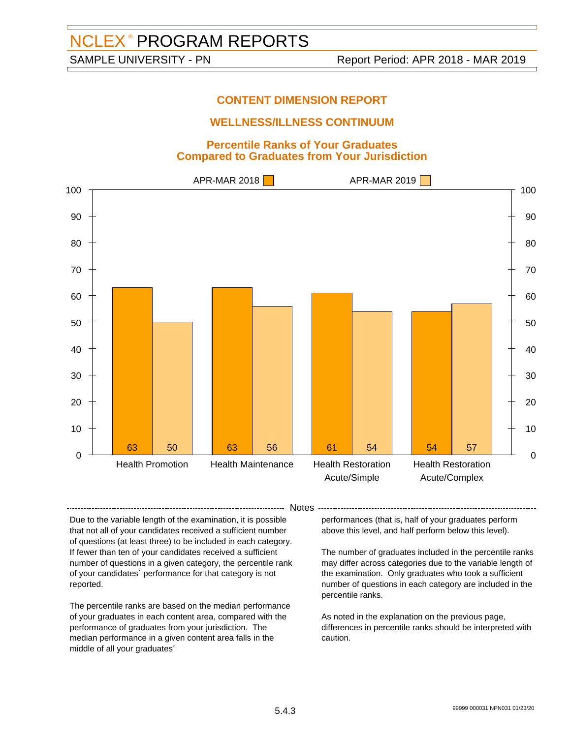# NCLEX® PROGRAM REPORTS

SAMPLE UNIVERSITY - PN

Report Period: APR 2018 - MAR 2019

## CONTENT DIMENSION REPORT

## WELLNESS/ILLNESS CONTINUUM

### Percentile Ranks of Your Graduates Compared to Graduates from Your Jurisdiction

| | APR-MAR 2018 | APR-MAR 2019 |
|---|---|---|
| Health Promotion | 63 | 50 |
| Health Maintenance | 63 | 56 |
| Health Restoration Acute/Simple | 61 | 54 |
| Health Restoration Acute/Complex | 54 | 57 |

**Notes**

Due to the variable length of the examination, it is possible that not all of your candidates received a sufficient number of questions (at least three) to be included in each category. If fewer than ten of your candidates received a sufficient number of questions in a given category, the percentile rank of your candidates´ performance for that category is not reported.

The percentile ranks are based on the median performance of your graduates in each content area, compared with the performance of graduates from your jurisdiction. The median performance in a given content area falls in the middle of all your graduates´ performances (that is, half of your graduates perform above this level, and half perform below this level).

The number of graduates included in the percentile ranks may differ across categories due to the variable length of the examination. Only graduates who took a sufficient number of questions in each category are included in the percentile ranks.

As noted in the explanation on the previous page, differences in percentile ranks should be interpreted with caution.

99999 000031 NPN031 01/23/20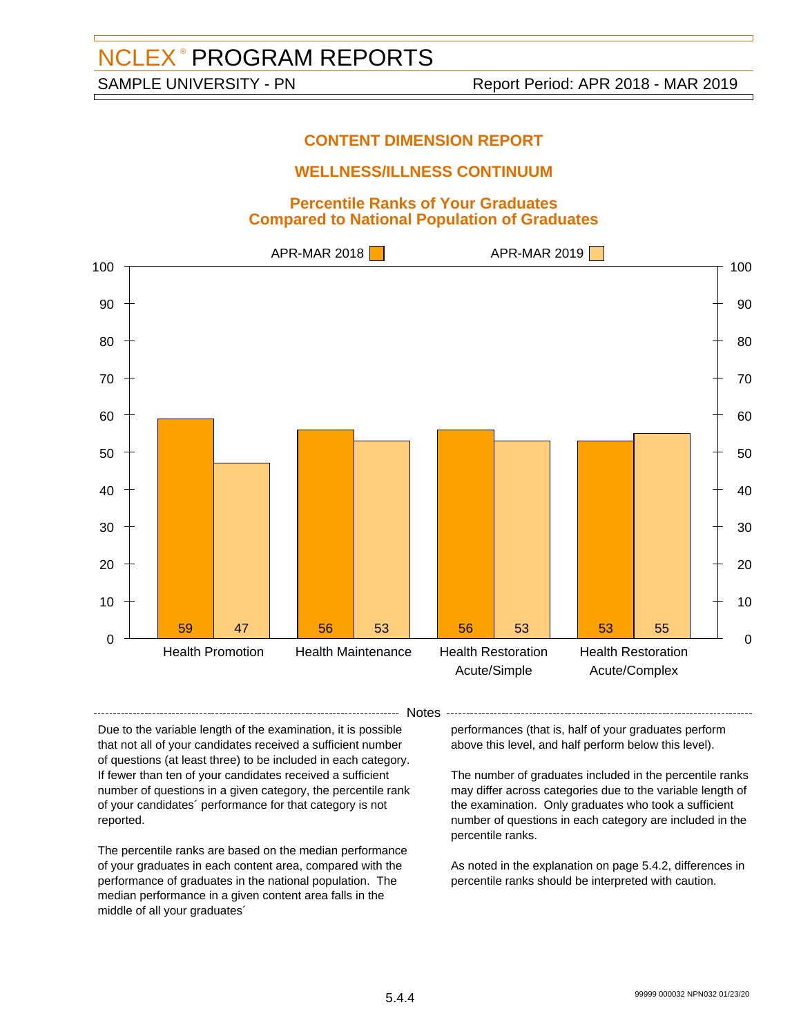# NCLEX® PROGRAM REPORTS

SAMPLE UNIVERSITY - PN

Report Period: APR 2018 - MAR 2019

## CONTENT DIMENSION REPORT

## WELLNESS/ILLNESS CONTINUUM

### Percentile Ranks of Your Graduates Compared to National Population of Graduates

| Category | APR-MAR 2018 | APR-MAR 2019 |
| --- | --- | --- |
| Health Promotion | 59 | 47 |
| Health Maintenance | 56 | 53 |
| Health Restoration Acute/Simple | 56 | 53 |
| Health Restoration Acute/Complex | 53 | 55 |

**Notes**

Due to the variable length of the examination, it is possible that not all of your candidates received a sufficient number of questions (at least three) to be included in each category. If fewer than ten of your candidates received a sufficient number of questions in a given category, the percentile rank of your candidates´ performance for that category is not reported.

The percentile ranks are based on the median performance of your graduates in each content area, compared with the performance of graduates in the national population. The median performance in a given content area falls in the middle of all your graduates´ performances (that is, half of your graduates perform above this level, and half perform below this level).

The number of graduates included in the percentile ranks may differ across categories due to the variable length of the examination. Only graduates who took a sufficient number of questions in each category are included in the percentile ranks.

As noted in the explanation on page 5.4.2, differences in percentile ranks should be interpreted with caution.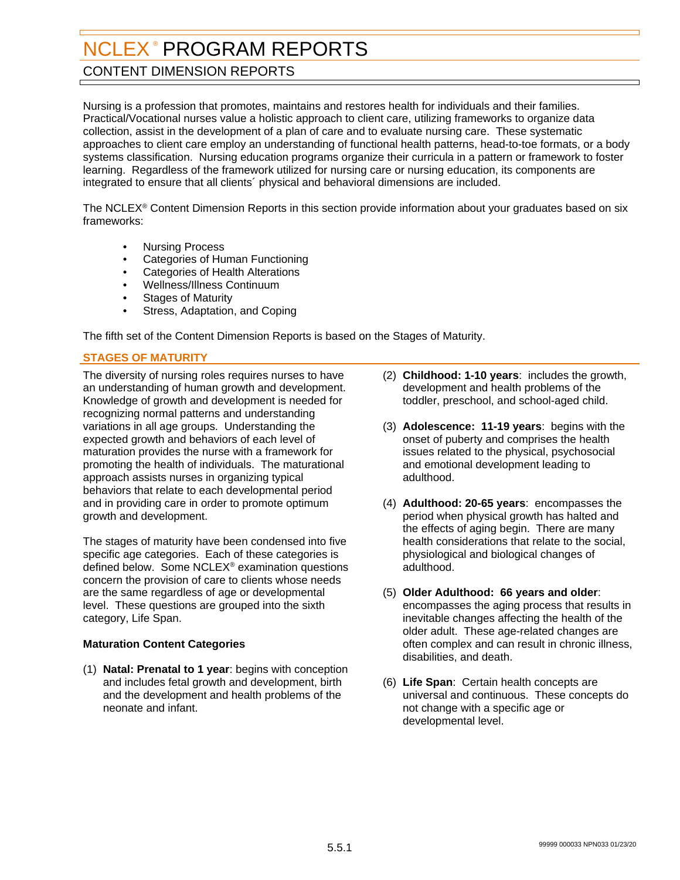# NCLEX® PROGRAM REPORTS

## CONTENT DIMENSION REPORTS

Nursing is a profession that promotes, maintains and restores health for individuals and their families. Practical/Vocational nurses value a holistic approach to client care, utilizing frameworks to organize data collection, assist in the development of a plan of care and to evaluate nursing care. These systematic approaches to client care employ an understanding of functional health patterns, head-to-toe formats, or a body systems classification. Nursing education programs organize their curricula in a pattern or framework to foster learning. Regardless of the framework utilized for nursing care or nursing education, its components are integrated to ensure that all clients´ physical and behavioral dimensions are included.

The NCLEX® Content Dimension Reports in this section provide information about your graduates based on six frameworks:

- Nursing Process
- Categories of Human Functioning
- Categories of Health Alterations
- Wellness/Illness Continuum
- Stages of Maturity
- Stress, Adaptation, and Coping

The fifth set of the Content Dimension Reports is based on the Stages of Maturity.

### STAGES OF MATURITY

The diversity of nursing roles requires nurses to have an understanding of human growth and development. Knowledge of growth and development is needed for recognizing normal patterns and understanding variations in all age groups. Understanding the expected growth and behaviors of each level of maturation provides the nurse with a framework for promoting the health of individuals. The maturational approach assists nurses in organizing typical behaviors that relate to each developmental period and in providing care in order to promote optimum growth and development.

The stages of maturity have been condensed into five specific age categories. Each of these categories is defined below. Some NCLEX® examination questions concern the provision of care to clients whose needs are the same regardless of age or developmental level. These questions are grouped into the sixth category, Life Span.

**Maturation Content Categories**

(1) **Natal: Prenatal to 1 year**: begins with conception and includes fetal growth and development, birth and the development and health problems of the neonate and infant.

(2) **Childhood: 1-10 years**: includes the growth, development and health problems of the toddler, preschool, and school-aged child.

(3) **Adolescence: 11-19 years**: begins with the onset of puberty and comprises the health issues related to the physical, psychosocial and emotional development leading to adulthood.

(4) **Adulthood: 20-65 years**: encompasses the period when physical growth has halted and the effects of aging begin. There are many health considerations that relate to the social, physiological and biological changes of adulthood.

(5) **Older Adulthood: 66 years and older**: encompasses the aging process that results in inevitable changes affecting the health of the older adult. These age-related changes are often complex and can result in chronic illness, disabilities, and death.

(6) **Life Span**: Certain health concepts are universal and continuous. These concepts do not change with a specific age or developmental level.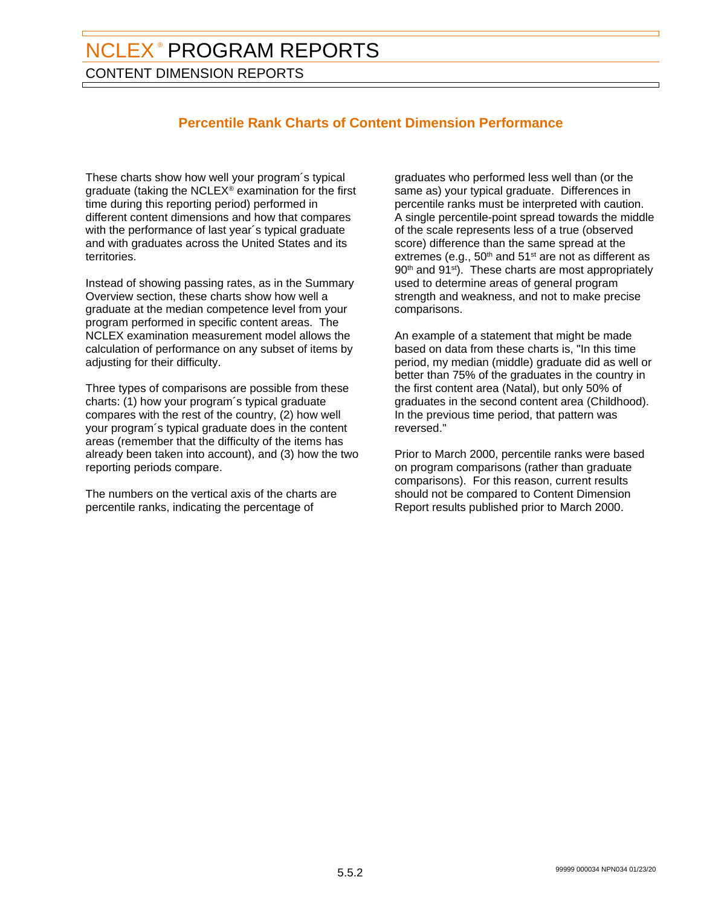# NCLEX® PROGRAM REPORTS

## CONTENT DIMENSION REPORTS

### Percentile Rank Charts of Content Dimension Performance

These charts show how well your program´s typical graduate (taking the NCLEX® examination for the first time during this reporting period) performed in different content dimensions and how that compares with the performance of last year´s typical graduate and with graduates across the United States and its territories.

Instead of showing passing rates, as in the Summary Overview section, these charts show how well a graduate at the median competence level from your program performed in specific content areas. The NCLEX examination measurement model allows the calculation of performance on any subset of items by adjusting for their difficulty.

Three types of comparisons are possible from these charts: (1) how your program´s typical graduate compares with the rest of the country, (2) how well your program´s typical graduate does in the content areas (remember that the difficulty of the items has already been taken into account), and (3) how the two reporting periods compare.

The numbers on the vertical axis of the charts are percentile ranks, indicating the percentage of graduates who performed less well than (or the same as) your typical graduate. Differences in percentile ranks must be interpreted with caution. A single percentile-point spread towards the middle of the scale represents less of a true (observed score) difference than the same spread at the extremes (e.g., 50th and 51st are not as different as 90th and 91st). These charts are most appropriately used to determine areas of general program strength and weakness, and not to make precise comparisons.

An example of a statement that might be made based on data from these charts is, "In this time period, my median (middle) graduate did as well or better than 75% of the graduates in the country in the first content area (Natal), but only 50% of graduates in the second content area (Childhood). In the previous time period, that pattern was reversed."

Prior to March 2000, percentile ranks were based on program comparisons (rather than graduate comparisons). For this reason, current results should not be compared to Content Dimension Report results published prior to March 2000.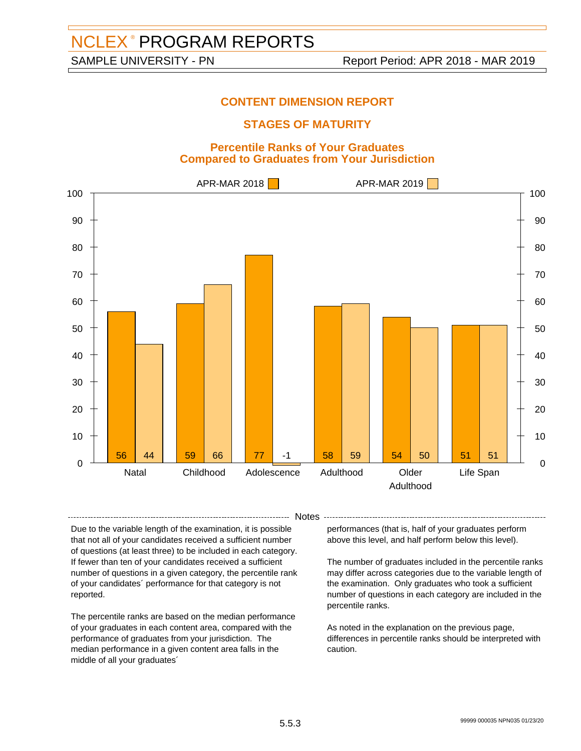# NCLEX® PROGRAM REPORTS

SAMPLE UNIVERSITY - PN

Report Period: APR 2018 - MAR 2019

## CONTENT DIMENSION REPORT

## STAGES OF MATURITY

### Percentile Ranks of Your Graduates Compared to Graduates from Your Jurisdiction

| Category | APR-MAR 2018 | APR-MAR 2019 |
|---|---|---|
| Natal | 56 | 44 |
| Childhood | 59 | 66 |
| Adolescence | 77 | -1 |
| Adulthood | 58 | 59 |
| Older Adulthood | 54 | 50 |
| Life Span | 51 | 51 |

### Notes

Due to the variable length of the examination, it is possible that not all of your candidates received a sufficient number of questions (at least three) to be included in each category. If fewer than ten of your candidates received a sufficient number of questions in a given category, the percentile rank of your candidates´ performance for that category is not reported.

The percentile ranks are based on the median performance of your graduates in each content area, compared with the performance of graduates from your jurisdiction. The median performance in a given content area falls in the middle of all your graduates´ performances (that is, half of your graduates perform above this level, and half perform below this level).

The number of graduates included in the percentile ranks may differ across categories due to the variable length of the examination. Only graduates who took a sufficient number of questions in each category are included in the percentile ranks.

As noted in the explanation on the previous page, differences in percentile ranks should be interpreted with caution.

5.5.3

99999 000035 NPN035 01/23/20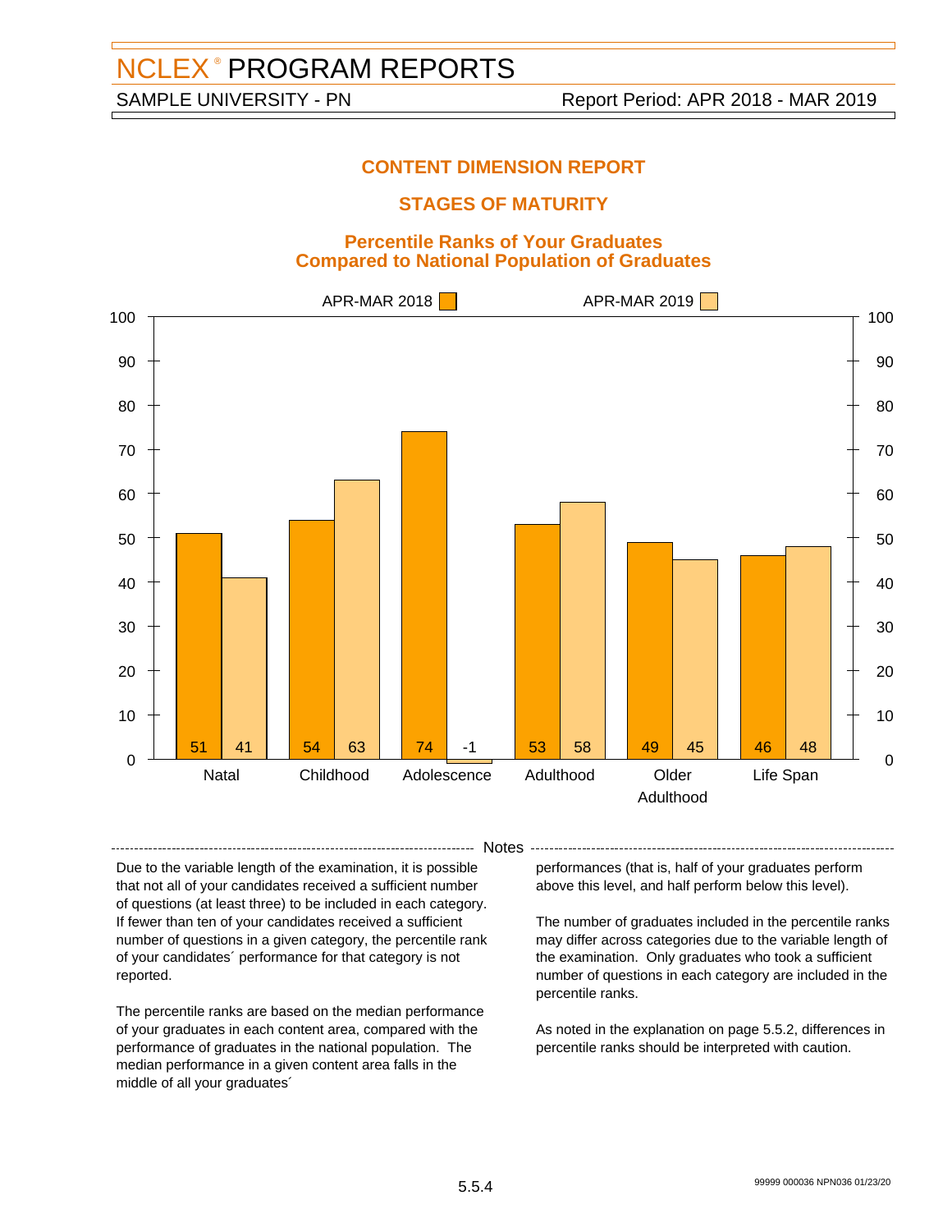# NCLEX® PROGRAM REPORTS

SAMPLE UNIVERSITY - PN

Report Period: APR 2018 - MAR 2019

## CONTENT DIMENSION REPORT

## STAGES OF MATURITY

### Percentile Ranks of Your Graduates Compared to National Population of Graduates

| Category | APR-MAR 2018 | APR-MAR 2019 |
| --- | --- | --- |
| Natal | 51 | 41 |
| Childhood | 54 | 63 |
| Adolescence | 74 | -1 |
| Adulthood | 53 | 58 |
| Older Adulthood | 49 | 45 |
| Life Span | 46 | 48 |

---

**Notes**

Due to the variable length of the examination, it is possible that not all of your candidates received a sufficient number of questions (at least three) to be included in each category. If fewer than ten of your candidates received a sufficient number of questions in a given category, the percentile rank of your candidates´ performance for that category is not reported.

The percentile ranks are based on the median performance of your graduates in each content area, compared with the performance of graduates in the national population. The median performance in a given content area falls in the middle of all your graduates´ performances (that is, half of your graduates perform above this level, and half perform below this level).

The number of graduates included in the percentile ranks may differ across categories due to the variable length of the examination. Only graduates who took a sufficient number of questions in each category are included in the percentile ranks.

As noted in the explanation on page 5.5.2, differences in percentile ranks should be interpreted with caution.

99999 000036 NPN036 01/23/20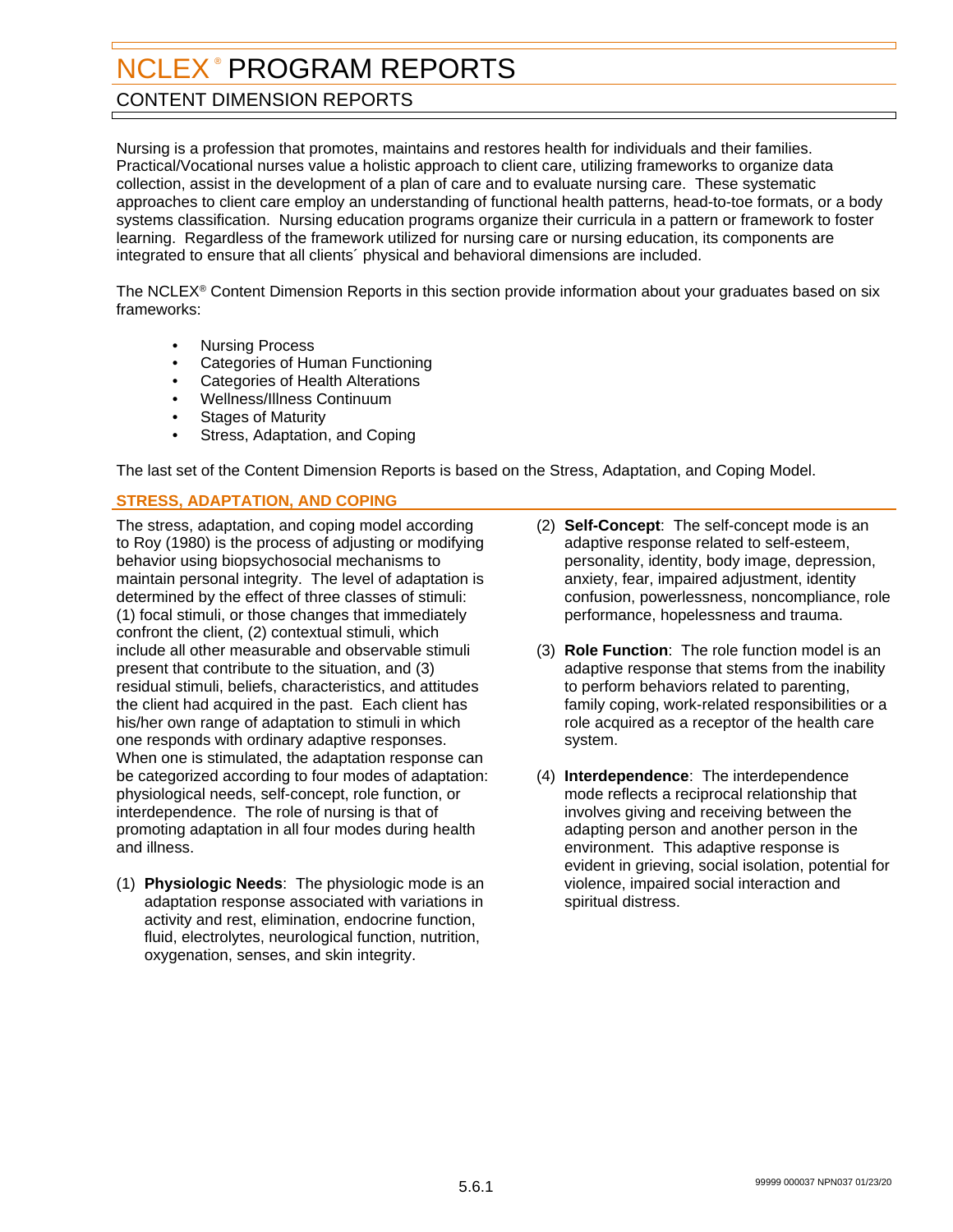# NCLEX® PROGRAM REPORTS

## CONTENT DIMENSION REPORTS

Nursing is a profession that promotes, maintains and restores health for individuals and their families. Practical/Vocational nurses value a holistic approach to client care, utilizing frameworks to organize data collection, assist in the development of a plan of care and to evaluate nursing care. These systematic approaches to client care employ an understanding of functional health patterns, head-to-toe formats, or a body systems classification. Nursing education programs organize their curricula in a pattern or framework to foster learning. Regardless of the framework utilized for nursing care or nursing education, its components are integrated to ensure that all clients´ physical and behavioral dimensions are included.

The NCLEX® Content Dimension Reports in this section provide information about your graduates based on six frameworks:

- Nursing Process
- Categories of Human Functioning
- Categories of Health Alterations
- Wellness/Illness Continuum
- Stages of Maturity
- Stress, Adaptation, and Coping

The last set of the Content Dimension Reports is based on the Stress, Adaptation, and Coping Model.

### STRESS, ADAPTATION, AND COPING

The stress, adaptation, and coping model according to Roy (1980) is the process of adjusting or modifying behavior using biopsychosocial mechanisms to maintain personal integrity. The level of adaptation is determined by the effect of three classes of stimuli: (1) focal stimuli, or those changes that immediately confront the client, (2) contextual stimuli, which include all other measurable and observable stimuli present that contribute to the situation, and (3) residual stimuli, beliefs, characteristics, and attitudes the client had acquired in the past. Each client has his/her own range of adaptation to stimuli in which one responds with ordinary adaptive responses. When one is stimulated, the adaptation response can be categorized according to four modes of adaptation: physiological needs, self-concept, role function, or interdependence. The role of nursing is that of promoting adaptation in all four modes during health and illness.

(1) **Physiologic Needs**: The physiologic mode is an adaptation response associated with variations in activity and rest, elimination, endocrine function, fluid, electrolytes, neurological function, nutrition, oxygenation, senses, and skin integrity.

(2) **Self-Concept**: The self-concept mode is an adaptive response related to self-esteem, personality, identity, body image, depression, anxiety, fear, impaired adjustment, identity confusion, powerlessness, noncompliance, role performance, hopelessness and trauma.

(3) **Role Function**: The role function model is an adaptive response that stems from the inability to perform behaviors related to parenting, family coping, work-related responsibilities or a role acquired as a receptor of the health care system.

(4) **Interdependence**: The interdependence mode reflects a reciprocal relationship that involves giving and receiving between the adapting person and another person in the environment. This adaptive response is evident in grieving, social isolation, potential for violence, impaired social interaction and spiritual distress.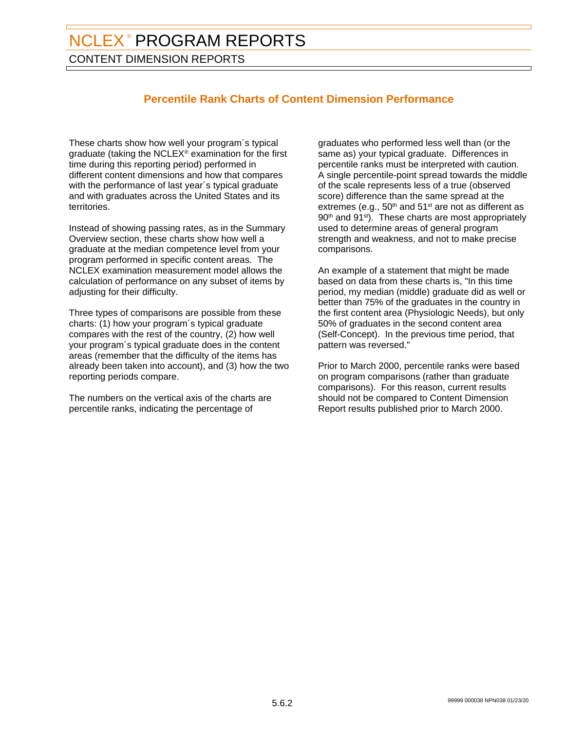# NCLEX® PROGRAM REPORTS

## CONTENT DIMENSION REPORTS

### Percentile Rank Charts of Content Dimension Performance

These charts show how well your program´s typical graduate (taking the NCLEX® examination for the first time during this reporting period) performed in different content dimensions and how that compares with the performance of last year´s typical graduate and with graduates across the United States and its territories.

Instead of showing passing rates, as in the Summary Overview section, these charts show how well a graduate at the median competence level from your program performed in specific content areas. The NCLEX examination measurement model allows the calculation of performance on any subset of items by adjusting for their difficulty.

Three types of comparisons are possible from these charts: (1) how your program´s typical graduate compares with the rest of the country, (2) how well your program´s typical graduate does in the content areas (remember that the difficulty of the items has already been taken into account), and (3) how the two reporting periods compare.

The numbers on the vertical axis of the charts are percentile ranks, indicating the percentage of graduates who performed less well than (or the same as) your typical graduate. Differences in percentile ranks must be interpreted with caution. A single percentile-point spread towards the middle of the scale represents less of a true (observed score) difference than the same spread at the extremes (e.g., 50th and 51st are not as different as 90th and 91st). These charts are most appropriately used to determine areas of general program strength and weakness, and not to make precise comparisons.

An example of a statement that might be made based on data from these charts is, "In this time period, my median (middle) graduate did as well or better than 75% of the graduates in the country in the first content area (Physiologic Needs), but only 50% of graduates in the second content area (Self-Concept). In the previous time period, that pattern was reversed."

Prior to March 2000, percentile ranks were based on program comparisons (rather than graduate comparisons). For this reason, current results should not be compared to Content Dimension Report results published prior to March 2000.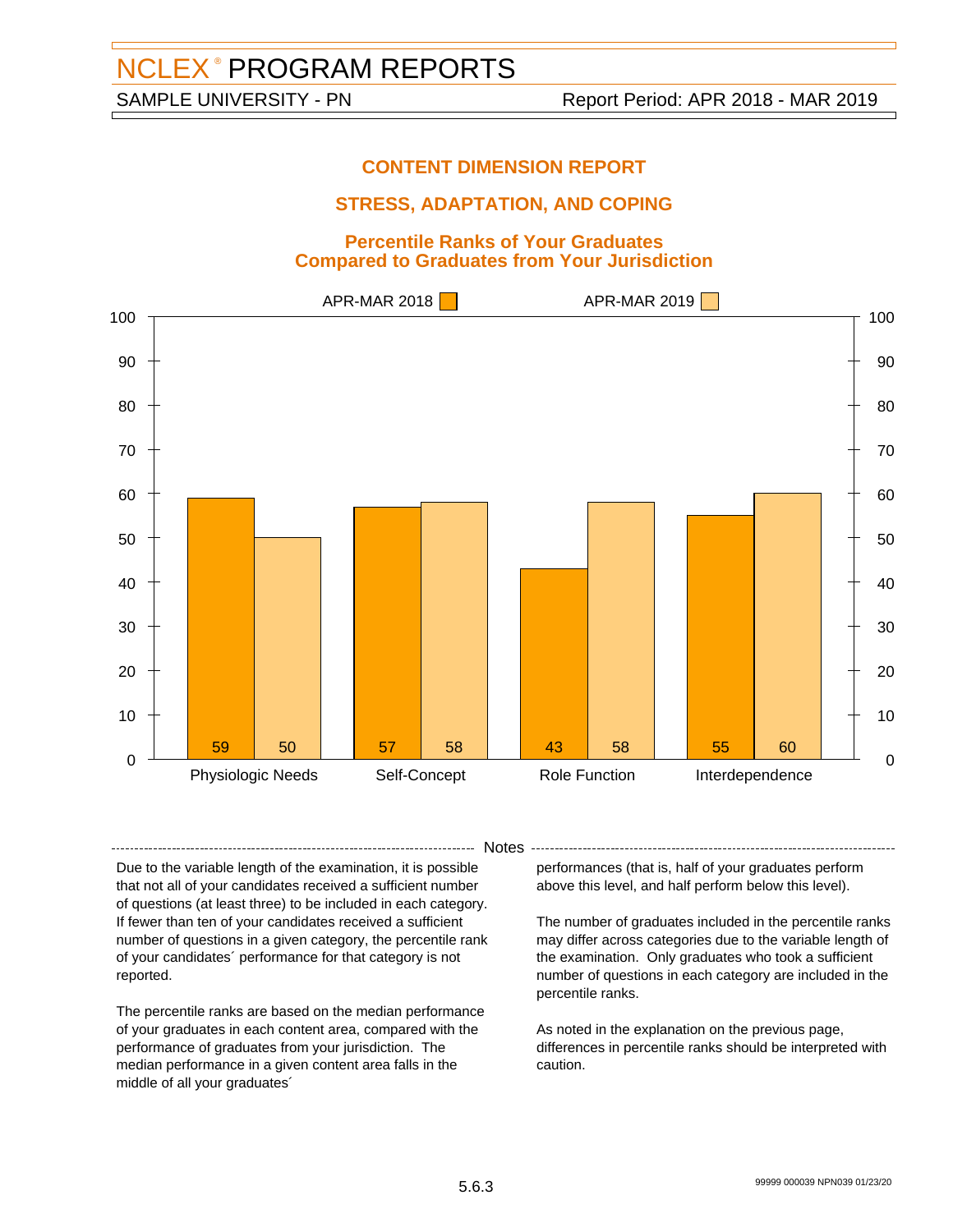# NCLEX® PROGRAM REPORTS

SAMPLE UNIVERSITY - PN

Report Period: APR 2018 - MAR 2019

## CONTENT DIMENSION REPORT

## STRESS, ADAPTATION, AND COPING

### Percentile Ranks of Your Graduates Compared to Graduates from Your Jurisdiction

| Content Area | APR-MAR 2018 | APR-MAR 2019 |
| --- | --- | --- |
| Physiologic Needs | 59 | 50 |
| Self-Concept | 57 | 58 |
| Role Function | 43 | 58 |
| Interdependence | 55 | 60 |

### Notes

Due to the variable length of the examination, it is possible that not all of your candidates received a sufficient number of questions (at least three) to be included in each category. If fewer than ten of your candidates received a sufficient number of questions in a given category, the percentile rank of your candidates´ performance for that category is not reported.

The percentile ranks are based on the median performance of your graduates in each content area, compared with the performance of graduates from your jurisdiction. The median performance in a given content area falls in the middle of all your graduates´ performances (that is, half of your graduates perform above this level, and half perform below this level).

The number of graduates included in the percentile ranks may differ across categories due to the variable length of the examination. Only graduates who took a sufficient number of questions in each category are included in the percentile ranks.

As noted in the explanation on the previous page, differences in percentile ranks should be interpreted with caution.

5.6.3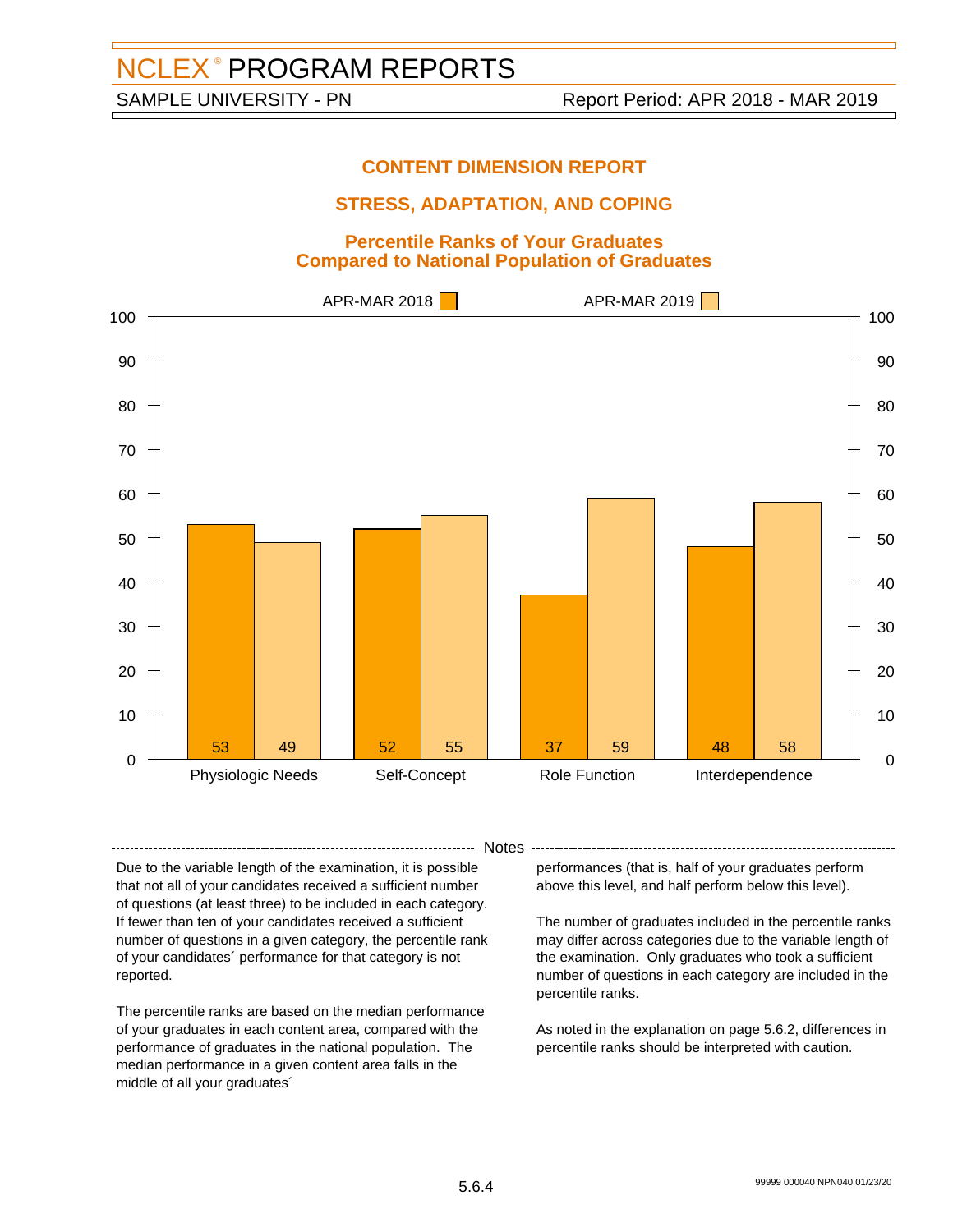# NCLEX® PROGRAM REPORTS

SAMPLE UNIVERSITY - PN

Report Period: APR 2018 - MAR 2019

## CONTENT DIMENSION REPORT

## STRESS, ADAPTATION, AND COPING

### Percentile Ranks of Your Graduates Compared to National Population of Graduates

| | APR-MAR 2018 | APR-MAR 2019 |
|---|---|---|
| Physiologic Needs | 53 | 49 |
| Self-Concept | 52 | 55 |
| Role Function | 37 | 59 |
| Interdependence | 48 | 58 |

**Notes**

Due to the variable length of the examination, it is possible that not all of your candidates received a sufficient number of questions (at least three) to be included in each category. If fewer than ten of your candidates received a sufficient number of questions in a given category, the percentile rank of your candidates´ performance for that category is not reported.

The percentile ranks are based on the median performance of your graduates in each content area, compared with the performance of graduates in the national population. The median performance in a given content area falls in the middle of all your graduates´ performances (that is, half of your graduates perform above this level, and half perform below this level).

The number of graduates included in the percentile ranks may differ across categories due to the variable length of the examination. Only graduates who took a sufficient number of questions in each category are included in the percentile ranks.

As noted in the explanation on page 5.6.2, differences in percentile ranks should be interpreted with caution.

99999 000040 NPN040 01/23/20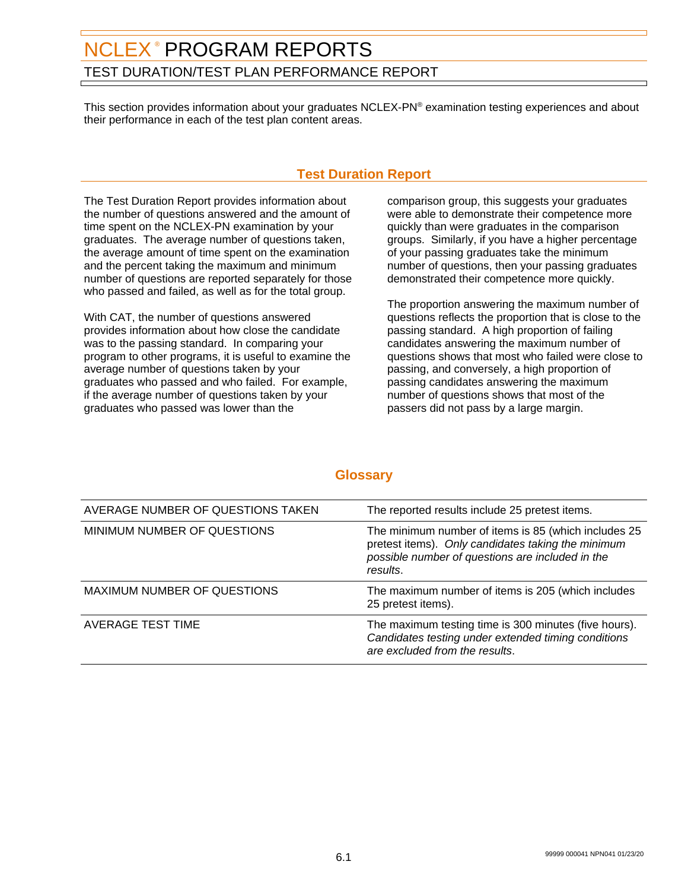# NCLEX® PROGRAM REPORTS

## TEST DURATION/TEST PLAN PERFORMANCE REPORT

This section provides information about your graduates NCLEX-PN® examination testing experiences and about their performance in each of the test plan content areas.

### Test Duration Report

The Test Duration Report provides information about the number of questions answered and the amount of time spent on the NCLEX-PN examination by your graduates. The average number of questions taken, the average amount of time spent on the examination and the percent taking the maximum and minimum number of questions are reported separately for those who passed and failed, as well as for the total group.

With CAT, the number of questions answered provides information about how close the candidate was to the passing standard. In comparing your program to other programs, it is useful to examine the average number of questions taken by your graduates who passed and who failed. For example, if the average number of questions taken by your graduates who passed was lower than the comparison group, this suggests your graduates were able to demonstrate their competence more quickly than were graduates in the comparison groups. Similarly, if you have a higher percentage of your passing graduates take the minimum number of questions, then your passing graduates demonstrated their competence more quickly.

The proportion answering the maximum number of questions reflects the proportion that is close to the passing standard. A high proportion of failing candidates answering the maximum number of questions shows that most who failed were close to passing, and conversely, a high proportion of passing candidates answering the maximum number of questions shows that most of the passers did not pass by a large margin.

### Glossary

| | |
|---|---|
| AVERAGE NUMBER OF QUESTIONS TAKEN | The reported results include 25 pretest items. |
| MINIMUM NUMBER OF QUESTIONS | The minimum number of items is 85 (which includes 25 pretest items). *Only candidates taking the minimum possible number of questions are included in the results*. |
| MAXIMUM NUMBER OF QUESTIONS | The maximum number of items is 205 (which includes 25 pretest items). |
| AVERAGE TEST TIME | The maximum testing time is 300 minutes (five hours). *Candidates testing under extended timing conditions are excluded from the results*. |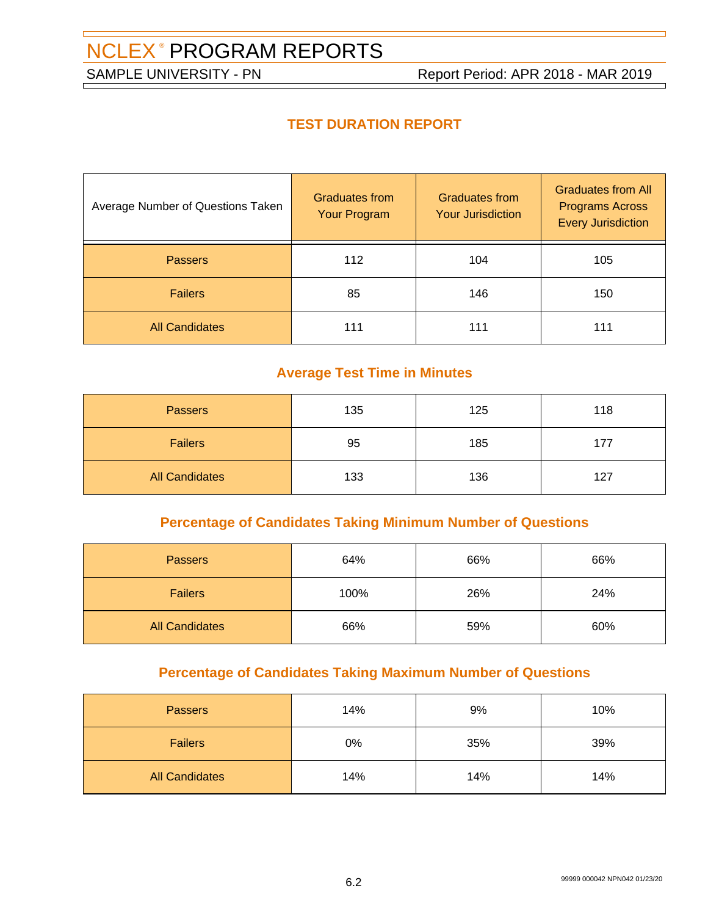# NCLEX® PROGRAM REPORTS

SAMPLE UNIVERSITY - PN

Report Period: APR 2018 - MAR 2019

## TEST DURATION REPORT

| Average Number of Questions Taken | Graduates from Your Program | Graduates from Your Jurisdiction | Graduates from All Programs Across Every Jurisdiction |
|---|---|---|---|
| Passers | 112 | 104 | 105 |
| Failers | 85 | 146 | 150 |
| All Candidates | 111 | 111 | 111 |

### Average Test Time in Minutes

| | Graduates from Your Program | Graduates from Your Jurisdiction | Graduates from All Programs Across Every Jurisdiction |
|---|---|---|---|
| Passers | 135 | 125 | 118 |
| Failers | 95 | 185 | 177 |
| All Candidates | 133 | 136 | 127 |

### Percentage of Candidates Taking Minimum Number of Questions

| | Graduates from Your Program | Graduates from Your Jurisdiction | Graduates from All Programs Across Every Jurisdiction |
|---|---|---|---|
| Passers | 64% | 66% | 66% |
| Failers | 100% | 26% | 24% |
| All Candidates | 66% | 59% | 60% |

### Percentage of Candidates Taking Maximum Number of Questions

| | Graduates from Your Program | Graduates from Your Jurisdiction | Graduates from All Programs Across Every Jurisdiction |
|---|---|---|---|
| Passers | 14% | 9% | 10% |
| Failers | 0% | 35% | 39% |
| All Candidates | 14% | 14% | 14% |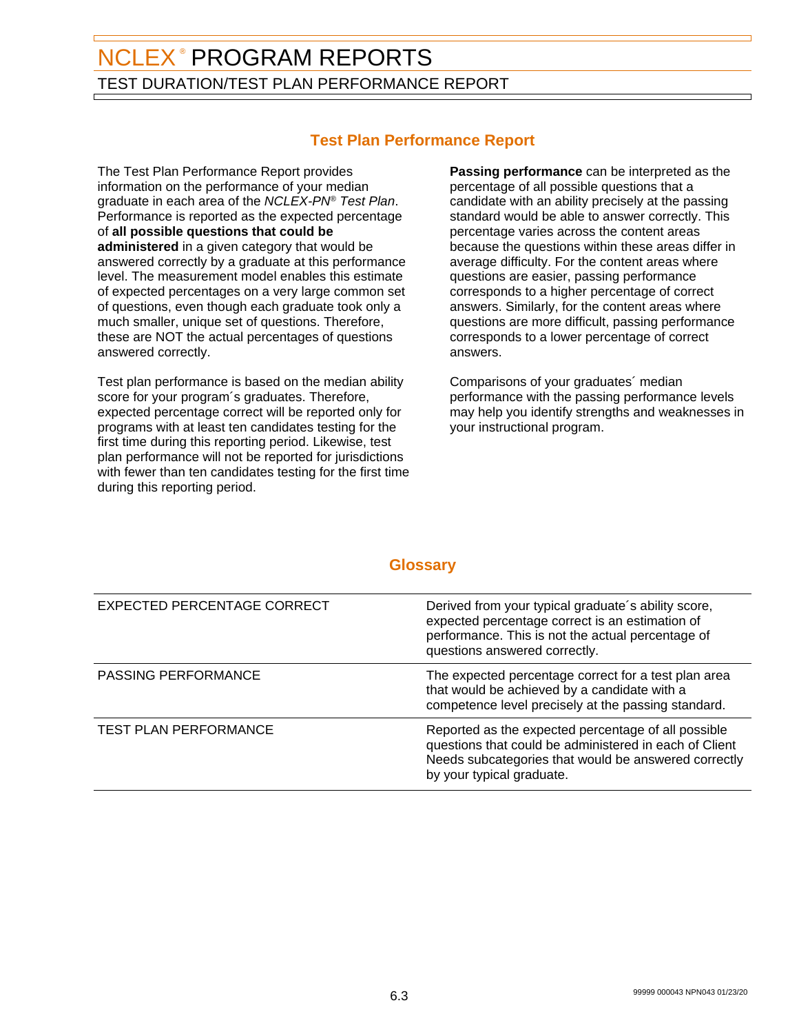# NCLEX® PROGRAM REPORTS

## TEST DURATION/TEST PLAN PERFORMANCE REPORT

### Test Plan Performance Report

The Test Plan Performance Report provides information on the performance of your median graduate in each area of the *NCLEX-PN® Test Plan*. Performance is reported as the expected percentage of **all possible questions that could be administered** in a given category that would be answered correctly by a graduate at this performance level. The measurement model enables this estimate of expected percentages on a very large common set of questions, even though each graduate took only a much smaller, unique set of questions. Therefore, these are NOT the actual percentages of questions answered correctly.

Test plan performance is based on the median ability score for your program´s graduates. Therefore, expected percentage correct will be reported only for programs with at least ten candidates testing for the first time during this reporting period. Likewise, test plan performance will not be reported for jurisdictions with fewer than ten candidates testing for the first time during this reporting period.

**Passing performance** can be interpreted as the percentage of all possible questions that a candidate with an ability precisely at the passing standard would be able to answer correctly. This percentage varies across the content areas because the questions within these areas differ in average difficulty. For the content areas where questions are easier, passing performance corresponds to a higher percentage of correct answers. Similarly, for the content areas where questions are more difficult, passing performance corresponds to a lower percentage of correct answers.

Comparisons of your graduates´ median performance with the passing performance levels may help you identify strengths and weaknesses in your instructional program.

### Glossary

| Term | Definition |
|---|---|
| EXPECTED PERCENTAGE CORRECT | Derived from your typical graduate´s ability score, expected percentage correct is an estimation of performance. This is not the actual percentage of questions answered correctly. |
| PASSING PERFORMANCE | The expected percentage correct for a test plan area that would be achieved by a candidate with a competence level precisely at the passing standard. |
| TEST PLAN PERFORMANCE | Reported as the expected percentage of all possible questions that could be administered in each of Client Needs subcategories that would be answered correctly by your typical graduate. |

99999 000043 NPN043 01/23/20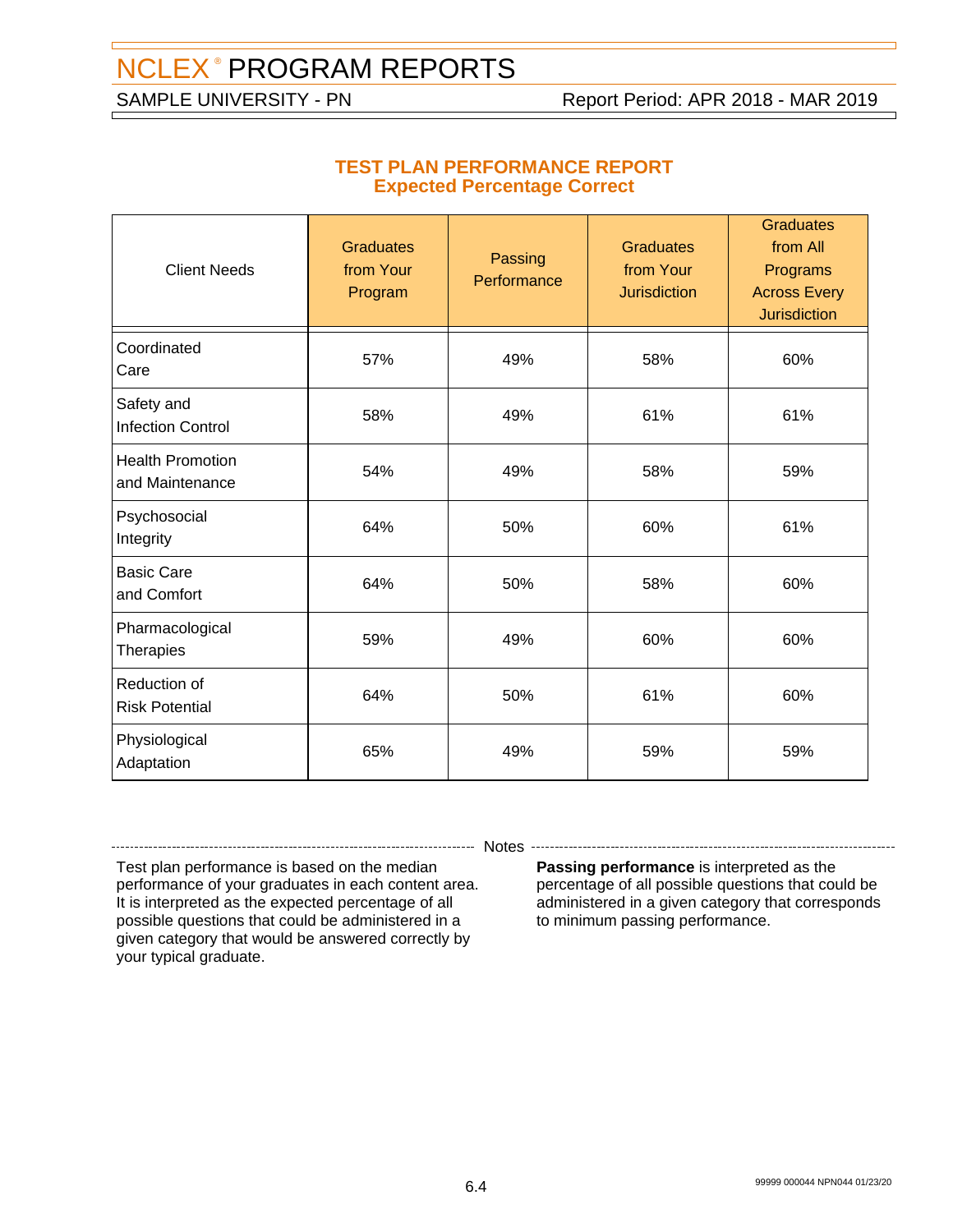# NCLEX® PROGRAM REPORTS

SAMPLE UNIVERSITY - PN

Report Period: APR 2018 - MAR 2019

## TEST PLAN PERFORMANCE REPORT
### Expected Percentage Correct

| Client Needs | Graduates from Your Program | Passing Performance | Graduates from Your Jurisdiction | Graduates from All Programs Across Every Jurisdiction |
|---|---|---|---|---|
| Coordinated Care | 57% | 49% | 58% | 60% |
| Safety and Infection Control | 58% | 49% | 61% | 61% |
| Health Promotion and Maintenance | 54% | 49% | 58% | 59% |
| Psychosocial Integrity | 64% | 50% | 60% | 61% |
| Basic Care and Comfort | 64% | 50% | 58% | 60% |
| Pharmacological Therapies | 59% | 49% | 60% | 60% |
| Reduction of Risk Potential | 64% | 50% | 61% | 60% |
| Physiological Adaptation | 65% | 49% | 59% | 59% |

Notes

Test plan performance is based on the median performance of your graduates in each content area. It is interpreted as the expected percentage of all possible questions that could be administered in a given category that would be answered correctly by your typical graduate.

**Passing performance** is interpreted as the percentage of all possible questions that could be administered in a given category that corresponds to minimum passing performance.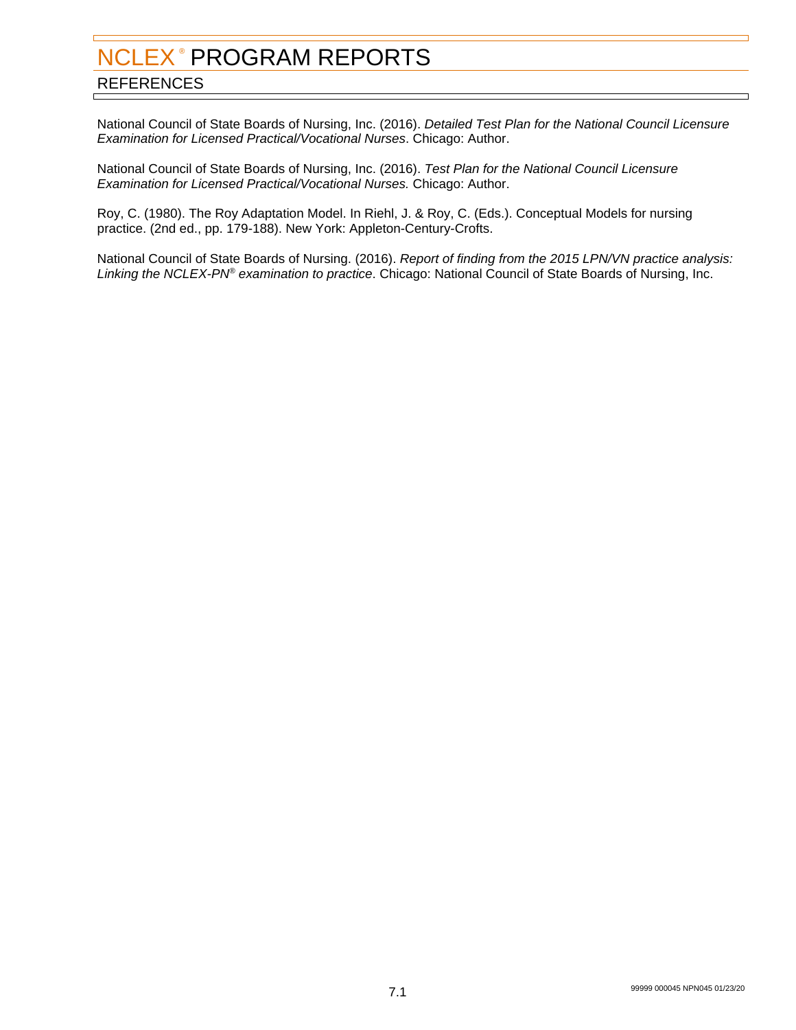# NCLEX® PROGRAM REPORTS

## REFERENCES

National Council of State Boards of Nursing, Inc. (2016). *Detailed Test Plan for the National Council Licensure Examination for Licensed Practical/Vocational Nurses*. Chicago: Author.

National Council of State Boards of Nursing, Inc. (2016). *Test Plan for the National Council Licensure Examination for Licensed Practical/Vocational Nurses.* Chicago: Author.

Roy, C. (1980). The Roy Adaptation Model. In Riehl, J. & Roy, C. (Eds.). Conceptual Models for nursing practice. (2nd ed., pp. 179-188). New York: Appleton-Century-Crofts.

National Council of State Boards of Nursing. (2016). *Report of finding from the 2015 LPN/VN practice analysis: Linking the NCLEX-PN® examination to practice*. Chicago: National Council of State Boards of Nursing, Inc.